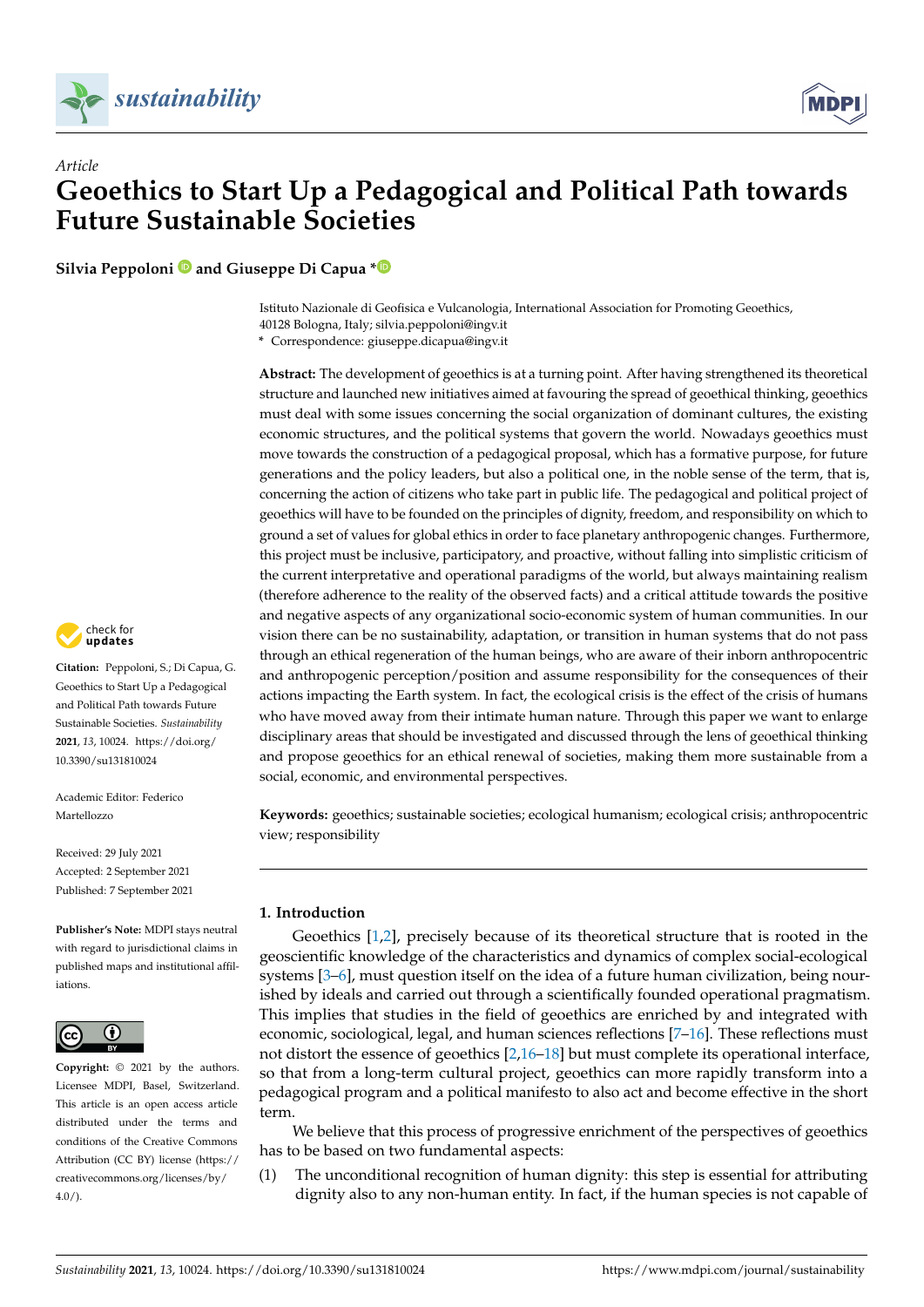*Article*

# Geoethics to Start Up a Pedagogical and Political Path towards Future Sustainable Societies

**Silvia Peppoloni and Giuseppe Di Capua ***

Istituto Nazionale di Geofisica e Vulcanologia, International Association for Promoting Geoethics, 40128 Bologna, Italy; silvia.peppoloni@ingv.it
* Correspondence: giuseppe.dicapua@ingv.it

**Abstract:** The development of geoethics is at a turning point. After having strengthened its theoretical structure and launched new initiatives aimed at favouring the spread of geoethical thinking, geoethics must deal with some issues concerning the social organization of dominant cultures, the existing economic structures, and the political systems that govern the world. Nowadays geoethics must move towards the construction of a pedagogical proposal, which has a formative purpose, for future generations and the policy leaders, but also a political one, in the noble sense of the term, that is, concerning the action of citizens who take part in public life. The pedagogical and political project of geoethics will have to be founded on the principles of dignity, freedom, and responsibility on which to ground a set of values for global ethics in order to face planetary anthropogenic changes. Furthermore, this project must be inclusive, participatory, and proactive, without falling into simplistic criticism of the current interpretative and operational paradigms of the world, but always maintaining realism (therefore adherence to the reality of the observed facts) and a critical attitude towards the positive and negative aspects of any organizational socio-economic system of human communities. In our vision there can be no sustainability, adaptation, or transition in human systems that do not pass through an ethical regeneration of the human beings, who are aware of their inborn anthropocentric and anthropogenic perception/position and assume responsibility for the consequences of their actions impacting the Earth system. In fact, the ecological crisis is the effect of the crisis of humans who have moved away from their intimate human nature. Through this paper we want to enlarge disciplinary areas that should be investigated and discussed through the lens of geoethical thinking and propose geoethics for an ethical renewal of societies, making them more sustainable from a social, economic, and environmental perspectives.

**Keywords:** geoethics; sustainable societies; ecological humanism; ecological crisis; anthropocentric view; responsibility

**Citation:** Peppoloni, S.; Di Capua, G. Geoethics to Start Up a Pedagogical and Political Path towards Future Sustainable Societies. *Sustainability* **2021**, *13*, 10024. https://doi.org/10.3390/su131810024

Academic Editor: Federico Martellozzo

Received: 29 July 2021
Accepted: 2 September 2021
Published: 7 September 2021

**Publisher's Note:** MDPI stays neutral with regard to jurisdictional claims in published maps and institutional affiliations.

**Copyright:** © 2021 by the authors. Licensee MDPI, Basel, Switzerland. This article is an open access article distributed under the terms and conditions of the Creative Commons Attribution (CC BY) license (https://creativecommons.org/licenses/by/4.0/).

## 1. Introduction

Geoethics [1,2], precisely because of its theoretical structure that is rooted in the geoscientific knowledge of the characteristics and dynamics of complex social-ecological systems [3–6], must question itself on the idea of a future human civilization, being nourished by ideals and carried out through a scientifically founded operational pragmatism. This implies that studies in the field of geoethics are enriched by and integrated with economic, sociological, legal, and human sciences reflections [7–16]. These reflections must not distort the essence of geoethics [2,16–18] but must complete its operational interface, so that from a long-term cultural project, geoethics can more rapidly transform into a pedagogical program and a political manifesto to also act and become effective in the short term.

We believe that this process of progressive enrichment of the perspectives of geoethics has to be based on two fundamental aspects:

(1) The unconditional recognition of human dignity: this step is essential for attributing dignity also to any non-human entity. In fact, if the human species is not capable of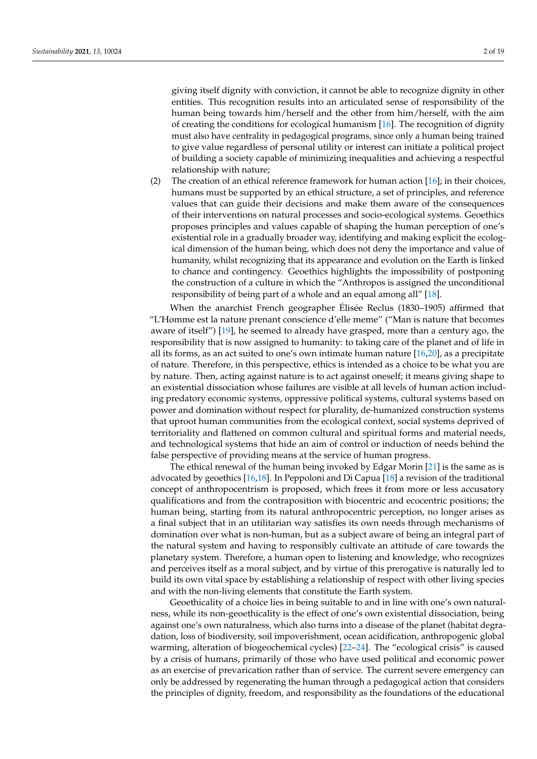giving itself dignity with conviction, it cannot be able to recognize dignity in other entities. This recognition results into an articulated sense of responsibility of the human being towards him/herself and the other from him/herself, with the aim of creating the conditions for ecological humanism [16]. The recognition of dignity must also have centrality in pedagogical programs, since only a human being trained to give value regardless of personal utility or interest can initiate a political project of building a society capable of minimizing inequalities and achieving a respectful relationship with nature;

(2) The creation of an ethical reference framework for human action [16]; in their choices, humans must be supported by an ethical structure, a set of principles, and reference values that can guide their decisions and make them aware of the consequences of their interventions on natural processes and socio-ecological systems. Geoethics proposes principles and values capable of shaping the human perception of one's existential role in a gradually broader way, identifying and making explicit the ecological dimension of the human being, which does not deny the importance and value of humanity, whilst recognizing that its appearance and evolution on the Earth is linked to chance and contingency. Geoethics highlights the impossibility of postponing the construction of a culture in which the "Anthropos is assigned the unconditional responsibility of being part of a whole and an equal among all" [18].

When the anarchist French geographer Élisée Reclus (1830–1905) affirmed that "L'Homme est la nature prenant conscience d'elle meme" ("Man is nature that becomes aware of itself") [19], he seemed to already have grasped, more than a century ago, the responsibility that is now assigned to humanity: to taking care of the planet and of life in all its forms, as an act suited to one's own intimate human nature [16,20], as a precipitate of nature. Therefore, in this perspective, ethics is intended as a choice to be what you are by nature. Then, acting against nature is to act against oneself; it means giving shape to an existential dissociation whose failures are visible at all levels of human action including predatory economic systems, oppressive political systems, cultural systems based on power and domination without respect for plurality, de-humanized construction systems that uproot human communities from the ecological context, social systems deprived of territoriality and flattened on common cultural and spiritual forms and material needs, and technological systems that hide an aim of control or induction of needs behind the false perspective of providing means at the service of human progress.

The ethical renewal of the human being invoked by Edgar Morin [21] is the same as is advocated by geoethics [16,18]. In Peppoloni and Di Capua [18] a revision of the traditional concept of anthropocentrism is proposed, which frees it from more or less accusatory qualifications and from the contraposition with biocentric and ecocentric positions; the human being, starting from its natural anthropocentric perception, no longer arises as a final subject that in an utilitarian way satisfies its own needs through mechanisms of domination over what is non-human, but as a subject aware of being an integral part of the natural system and having to responsibly cultivate an attitude of care towards the planetary system. Therefore, a human open to listening and knowledge, who recognizes and perceives itself as a moral subject, and by virtue of this prerogative is naturally led to build its own vital space by establishing a relationship of respect with other living species and with the non-living elements that constitute the Earth system.

Geoethicality of a choice lies in being suitable to and in line with one's own naturalness, while its non-geoethicality is the effect of one's own existential dissociation, being against one's own naturalness, which also turns into a disease of the planet (habitat degradation, loss of biodiversity, soil impoverishment, ocean acidification, anthropogenic global warming, alteration of biogeochemical cycles) [22–24]. The "ecological crisis" is caused by a crisis of humans, primarily of those who have used political and economic power as an exercise of prevarication rather than of service. The current severe emergency can only be addressed by regenerating the human through a pedagogical action that considers the principles of dignity, freedom, and responsibility as the foundations of the educational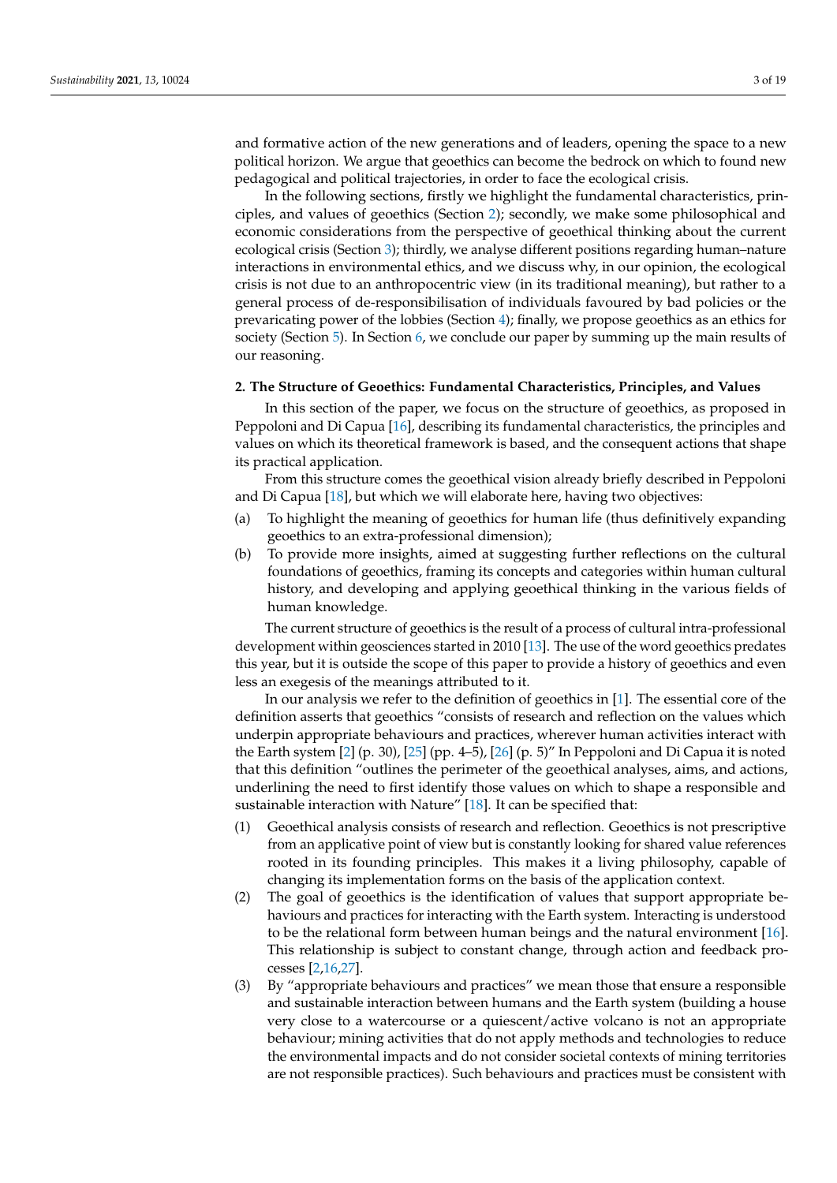and formative action of the new generations and of leaders, opening the space to a new political horizon. We argue that geoethics can become the bedrock on which to found new pedagogical and political trajectories, in order to face the ecological crisis.

In the following sections, firstly we highlight the fundamental characteristics, principles, and values of geoethics (Section 2); secondly, we make some philosophical and economic considerations from the perspective of geoethical thinking about the current ecological crisis (Section 3); thirdly, we analyse different positions regarding human–nature interactions in environmental ethics, and we discuss why, in our opinion, the ecological crisis is not due to an anthropocentric view (in its traditional meaning), but rather to a general process of de-responsibilisation of individuals favoured by bad policies or the prevaricating power of the lobbies (Section 4); finally, we propose geoethics as an ethics for society (Section 5). In Section 6, we conclude our paper by summing up the main results of our reasoning.

## 2. The Structure of Geoethics: Fundamental Characteristics, Principles, and Values

In this section of the paper, we focus on the structure of geoethics, as proposed in Peppoloni and Di Capua [16], describing its fundamental characteristics, the principles and values on which its theoretical framework is based, and the consequent actions that shape its practical application.

From this structure comes the geoethical vision already briefly described in Peppoloni and Di Capua [18], but which we will elaborate here, having two objectives:

(a) To highlight the meaning of geoethics for human life (thus definitively expanding geoethics to an extra-professional dimension);
(b) To provide more insights, aimed at suggesting further reflections on the cultural foundations of geoethics, framing its concepts and categories within human cultural history, and developing and applying geoethical thinking in the various fields of human knowledge.

The current structure of geoethics is the result of a process of cultural intra-professional development within geosciences started in 2010 [13]. The use of the word geoethics predates this year, but it is outside the scope of this paper to provide a history of geoethics and even less an exegesis of the meanings attributed to it.

In our analysis we refer to the definition of geoethics in [1]. The essential core of the definition asserts that geoethics "consists of research and reflection on the values which underpin appropriate behaviours and practices, wherever human activities interact with the Earth system [2] (p. 30), [25] (pp. 4–5), [26] (p. 5)" In Peppoloni and Di Capua it is noted that this definition "outlines the perimeter of the geoethical analyses, aims, and actions, underlining the need to first identify those values on which to shape a responsible and sustainable interaction with Nature" [18]. It can be specified that:

(1) Geoethical analysis consists of research and reflection. Geoethics is not prescriptive from an applicative point of view but is constantly looking for shared value references rooted in its founding principles. This makes it a living philosophy, capable of changing its implementation forms on the basis of the application context.
(2) The goal of geoethics is the identification of values that support appropriate behaviours and practices for interacting with the Earth system. Interacting is understood to be the relational form between human beings and the natural environment [16]. This relationship is subject to constant change, through action and feedback processes [2,16,27].
(3) By "appropriate behaviours and practices" we mean those that ensure a responsible and sustainable interaction between humans and the Earth system (building a house very close to a watercourse or a quiescent/active volcano is not an appropriate behaviour; mining activities that do not apply methods and technologies to reduce the environmental impacts and do not consider societal contexts of mining territories are not responsible practices). Such behaviours and practices must be consistent with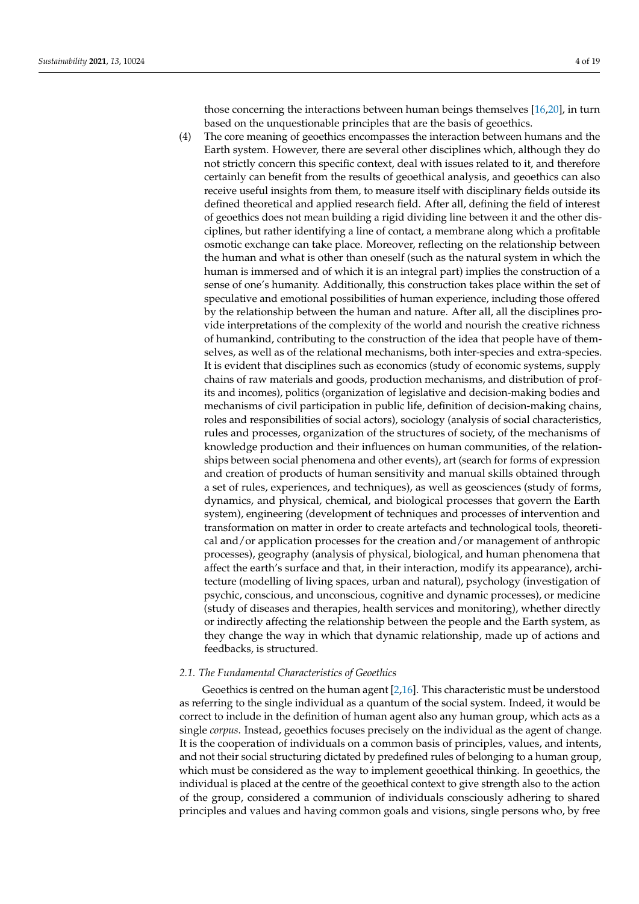those concerning the interactions between human beings themselves [16,20], in turn based on the unquestionable principles that are the basis of geoethics.

(4) The core meaning of geoethics encompasses the interaction between humans and the Earth system. However, there are several other disciplines which, although they do not strictly concern this specific context, deal with issues related to it, and therefore certainly can benefit from the results of geoethical analysis, and geoethics can also receive useful insights from them, to measure itself with disciplinary fields outside its defined theoretical and applied research field. After all, defining the field of interest of geoethics does not mean building a rigid dividing line between it and the other disciplines, but rather identifying a line of contact, a membrane along which a profitable osmotic exchange can take place. Moreover, reflecting on the relationship between the human and what is other than oneself (such as the natural system in which the human is immersed and of which it is an integral part) implies the construction of a sense of one's humanity. Additionally, this construction takes place within the set of speculative and emotional possibilities of human experience, including those offered by the relationship between the human and nature. After all, all the disciplines provide interpretations of the complexity of the world and nourish the creative richness of humankind, contributing to the construction of the idea that people have of themselves, as well as of the relational mechanisms, both inter-species and extra-species. It is evident that disciplines such as economics (study of economic systems, supply chains of raw materials and goods, production mechanisms, and distribution of profits and incomes), politics (organization of legislative and decision-making bodies and mechanisms of civil participation in public life, definition of decision-making chains, roles and responsibilities of social actors), sociology (analysis of social characteristics, rules and processes, organization of the structures of society, of the mechanisms of knowledge production and their influences on human communities, of the relationships between social phenomena and other events), art (search for forms of expression and creation of products of human sensitivity and manual skills obtained through a set of rules, experiences, and techniques), as well as geosciences (study of forms, dynamics, and physical, chemical, and biological processes that govern the Earth system), engineering (development of techniques and processes of intervention and transformation on matter in order to create artefacts and technological tools, theoretical and/or application processes for the creation and/or management of anthropic processes), geography (analysis of physical, biological, and human phenomena that affect the earth's surface and that, in their interaction, modify its appearance), architecture (modelling of living spaces, urban and natural), psychology (investigation of psychic, conscious, and unconscious, cognitive and dynamic processes), or medicine (study of diseases and therapies, health services and monitoring), whether directly or indirectly affecting the relationship between the people and the Earth system, as they change the way in which that dynamic relationship, made up of actions and feedbacks, is structured.

### 2.1. The Fundamental Characteristics of Geoethics

Geoethics is centred on the human agent [2,16]. This characteristic must be understood as referring to the single individual as a quantum of the social system. Indeed, it would be correct to include in the definition of human agent also any human group, which acts as a single *corpus*. Instead, geoethics focuses precisely on the individual as the agent of change. It is the cooperation of individuals on a common basis of principles, values, and intents, and not their social structuring dictated by predefined rules of belonging to a human group, which must be considered as the way to implement geoethical thinking. In geoethics, the individual is placed at the centre of the geoethical context to give strength also to the action of the group, considered a communion of individuals consciously adhering to shared principles and values and having common goals and visions, single persons who, by free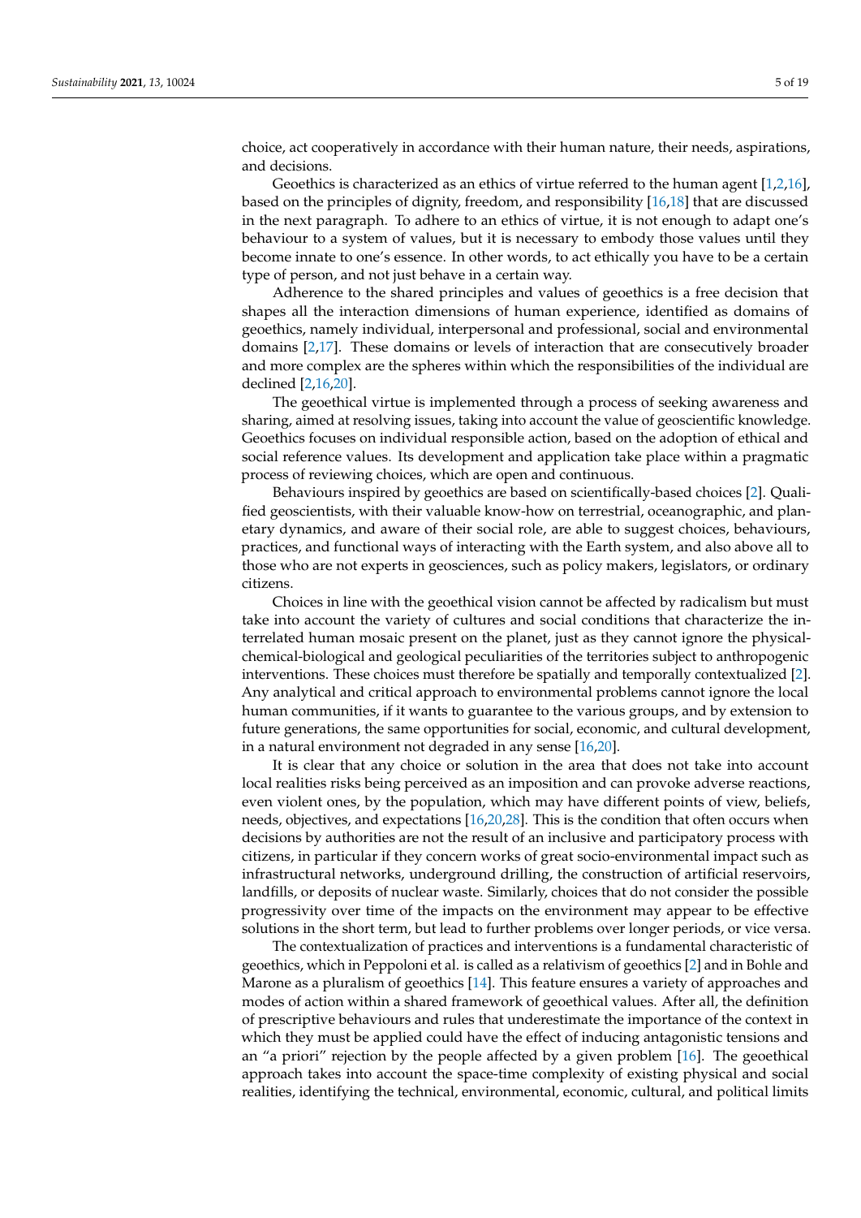choice, act cooperatively in accordance with their human nature, their needs, aspirations, and decisions.

Geoethics is characterized as an ethics of virtue referred to the human agent [1,2,16], based on the principles of dignity, freedom, and responsibility [16,18] that are discussed in the next paragraph. To adhere to an ethics of virtue, it is not enough to adapt one's behaviour to a system of values, but it is necessary to embody those values until they become innate to one's essence. In other words, to act ethically you have to be a certain type of person, and not just behave in a certain way.

Adherence to the shared principles and values of geoethics is a free decision that shapes all the interaction dimensions of human experience, identified as domains of geoethics, namely individual, interpersonal and professional, social and environmental domains [2,17]. These domains or levels of interaction that are consecutively broader and more complex are the spheres within which the responsibilities of the individual are declined [2,16,20].

The geoethical virtue is implemented through a process of seeking awareness and sharing, aimed at resolving issues, taking into account the value of geoscientific knowledge. Geoethics focuses on individual responsible action, based on the adoption of ethical and social reference values. Its development and application take place within a pragmatic process of reviewing choices, which are open and continuous.

Behaviours inspired by geoethics are based on scientifically-based choices [2]. Qualified geoscientists, with their valuable know-how on terrestrial, oceanographic, and planetary dynamics, and aware of their social role, are able to suggest choices, behaviours, practices, and functional ways of interacting with the Earth system, and also above all to those who are not experts in geosciences, such as policy makers, legislators, or ordinary citizens.

Choices in line with the geoethical vision cannot be affected by radicalism but must take into account the variety of cultures and social conditions that characterize the interrelated human mosaic present on the planet, just as they cannot ignore the physical-chemical-biological and geological peculiarities of the territories subject to anthropogenic interventions. These choices must therefore be spatially and temporally contextualized [2]. Any analytical and critical approach to environmental problems cannot ignore the local human communities, if it wants to guarantee to the various groups, and by extension to future generations, the same opportunities for social, economic, and cultural development, in a natural environment not degraded in any sense [16,20].

It is clear that any choice or solution in the area that does not take into account local realities risks being perceived as an imposition and can provoke adverse reactions, even violent ones, by the population, which may have different points of view, beliefs, needs, objectives, and expectations [16,20,28]. This is the condition that often occurs when decisions by authorities are not the result of an inclusive and participatory process with citizens, in particular if they concern works of great socio-environmental impact such as infrastructural networks, underground drilling, the construction of artificial reservoirs, landfills, or deposits of nuclear waste. Similarly, choices that do not consider the possible progressivity over time of the impacts on the environment may appear to be effective solutions in the short term, but lead to further problems over longer periods, or vice versa.

The contextualization of practices and interventions is a fundamental characteristic of geoethics, which in Peppoloni et al. is called as a relativism of geoethics [2] and in Bohle and Marone as a pluralism of geoethics [14]. This feature ensures a variety of approaches and modes of action within a shared framework of geoethical values. After all, the definition of prescriptive behaviours and rules that underestimate the importance of the context in which they must be applied could have the effect of inducing antagonistic tensions and an "a priori" rejection by the people affected by a given problem [16]. The geoethical approach takes into account the space-time complexity of existing physical and social realities, identifying the technical, environmental, economic, cultural, and political limits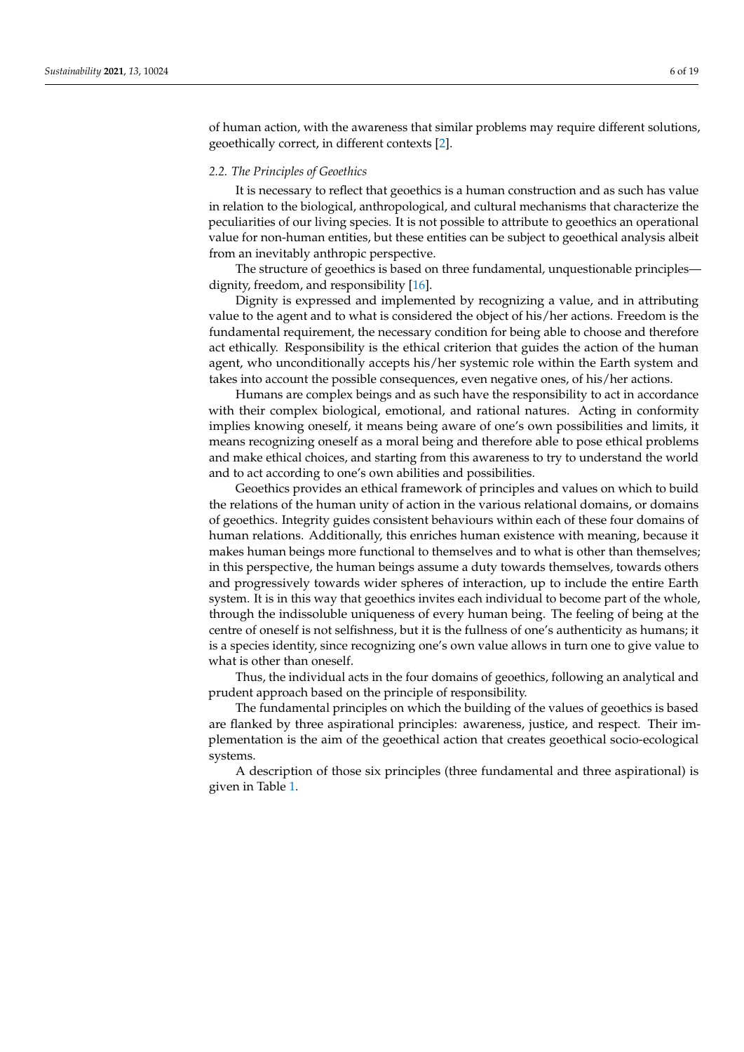of human action, with the awareness that similar problems may require different solutions, geoethically correct, in different contexts [2].

### *2.2. The Principles of Geoethics*

It is necessary to reflect that geoethics is a human construction and as such has value in relation to the biological, anthropological, and cultural mechanisms that characterize the peculiarities of our living species. It is not possible to attribute to geoethics an operational value for non-human entities, but these entities can be subject to geoethical analysis albeit from an inevitably anthropic perspective.

The structure of geoethics is based on three fundamental, unquestionable principles—dignity, freedom, and responsibility [16].

Dignity is expressed and implemented by recognizing a value, and in attributing value to the agent and to what is considered the object of his/her actions. Freedom is the fundamental requirement, the necessary condition for being able to choose and therefore act ethically. Responsibility is the ethical criterion that guides the action of the human agent, who unconditionally accepts his/her systemic role within the Earth system and takes into account the possible consequences, even negative ones, of his/her actions.

Humans are complex beings and as such have the responsibility to act in accordance with their complex biological, emotional, and rational natures. Acting in conformity implies knowing oneself, it means being aware of one's own possibilities and limits, it means recognizing oneself as a moral being and therefore able to pose ethical problems and make ethical choices, and starting from this awareness to try to understand the world and to act according to one's own abilities and possibilities.

Geoethics provides an ethical framework of principles and values on which to build the relations of the human unity of action in the various relational domains, or domains of geoethics. Integrity guides consistent behaviours within each of these four domains of human relations. Additionally, this enriches human existence with meaning, because it makes human beings more functional to themselves and to what is other than themselves; in this perspective, the human beings assume a duty towards themselves, towards others and progressively towards wider spheres of interaction, up to include the entire Earth system. It is in this way that geoethics invites each individual to become part of the whole, through the indissoluble uniqueness of every human being. The feeling of being at the centre of oneself is not selfishness, but it is the fullness of one's authenticity as humans; it is a species identity, since recognizing one's own value allows in turn one to give value to what is other than oneself.

Thus, the individual acts in the four domains of geoethics, following an analytical and prudent approach based on the principle of responsibility.

The fundamental principles on which the building of the values of geoethics is based are flanked by three aspirational principles: awareness, justice, and respect. Their implementation is the aim of the geoethical action that creates geoethical socio-ecological systems.

A description of those six principles (three fundamental and three aspirational) is given in Table 1.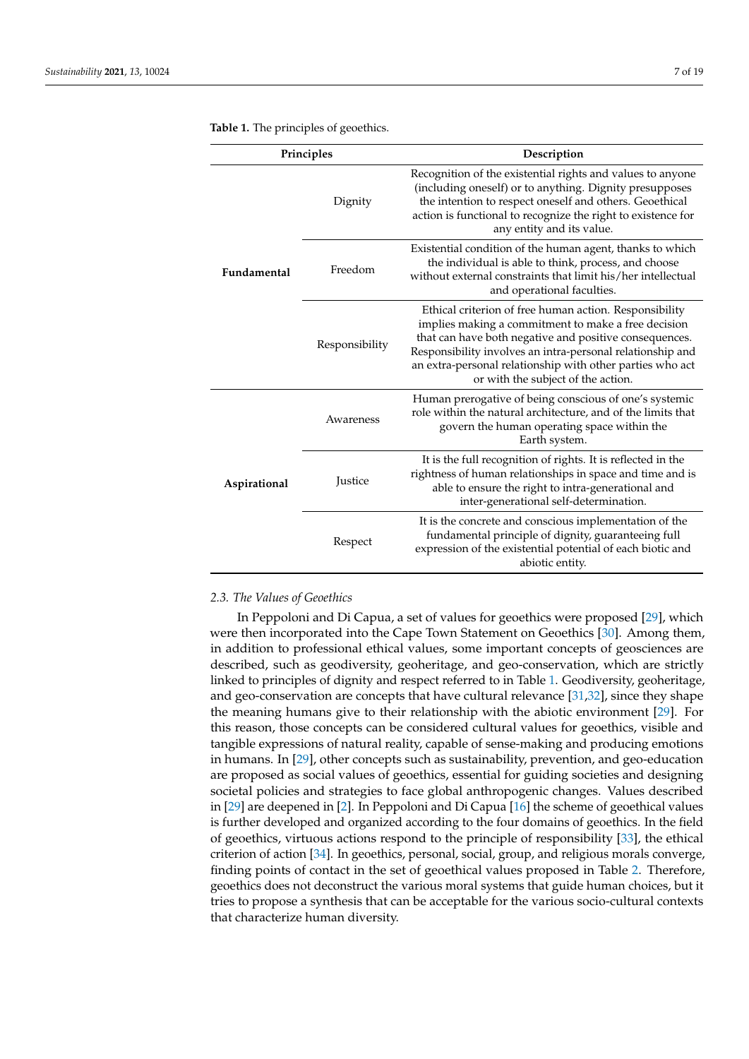**Table 1.** The principles of geoethics.

| Principles | | Description |
|---|---|---|
| **Fundamental** | Dignity | Recognition of the existential rights and values to anyone (including oneself) or to anything. Dignity presupposes the intention to respect oneself and others. Geoethical action is functional to recognize the right to existence for any entity and its value. |
| | Freedom | Existential condition of the human agent, thanks to which the individual is able to think, process, and choose without external constraints that limit his/her intellectual and operational faculties. |
| | Responsibility | Ethical criterion of free human action. Responsibility implies making a commitment to make a free decision that can have both negative and positive consequences. Responsibility involves an intra-personal relationship and an extra-personal relationship with other parties who act or with the subject of the action. |
| **Aspirational** | Awareness | Human prerogative of being conscious of one's systemic role within the natural architecture, and of the limits that govern the human operating space within the Earth system. |
| | Justice | It is the full recognition of rights. It is reflected in the rightness of human relationships in space and time and is able to ensure the right to intra-generational and inter-generational self-determination. |
| | Respect | It is the concrete and conscious implementation of the fundamental principle of dignity, guaranteeing full expression of the existential potential of each biotic and abiotic entity. |

### *2.3. The Values of Geoethics*

In Peppoloni and Di Capua, a set of values for geoethics were proposed [29], which were then incorporated into the Cape Town Statement on Geoethics [30]. Among them, in addition to professional ethical values, some important concepts of geosciences are described, such as geodiversity, geoheritage, and geo-conservation, which are strictly linked to principles of dignity and respect referred to in Table 1. Geodiversity, geoheritage, and geo-conservation are concepts that have cultural relevance [31,32], since they shape the meaning humans give to their relationship with the abiotic environment [29]. For this reason, those concepts can be considered cultural values for geoethics, visible and tangible expressions of natural reality, capable of sense-making and producing emotions in humans. In [29], other concepts such as sustainability, prevention, and geo-education are proposed as social values of geoethics, essential for guiding societies and designing societal policies and strategies to face global anthropogenic changes. Values described in [29] are deepened in [2]. In Peppoloni and Di Capua [16] the scheme of geoethical values is further developed and organized according to the four domains of geoethics. In the field of geoethics, virtuous actions respond to the principle of responsibility [33], the ethical criterion of action [34]. In geoethics, personal, social, group, and religious morals converge, finding points of contact in the set of geoethical values proposed in Table 2. Therefore, geoethics does not deconstruct the various moral systems that guide human choices, but it tries to propose a synthesis that can be acceptable for the various socio-cultural contexts that characterize human diversity.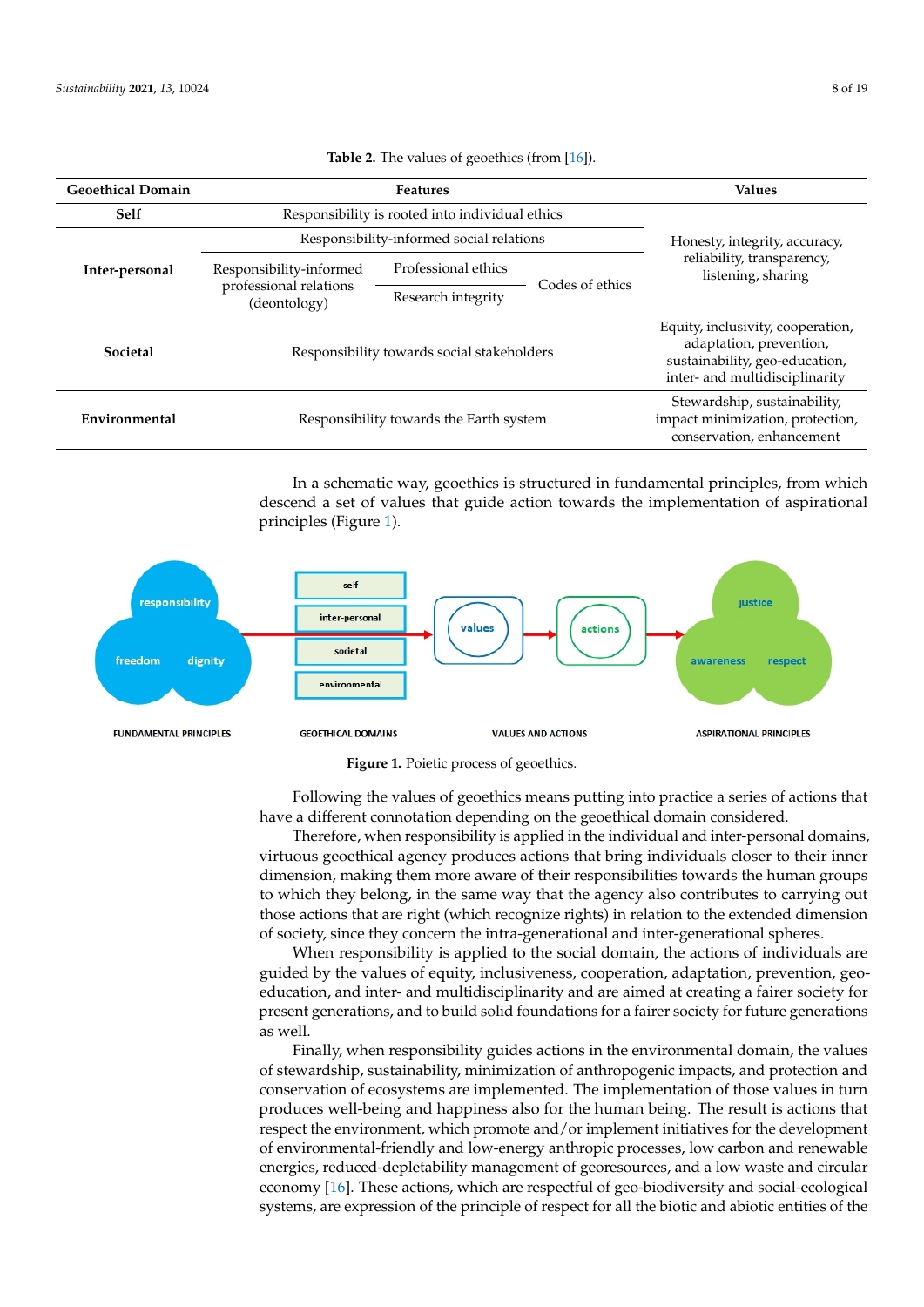**Table 2.** The values of geoethics (from [16]).

| Geoethical Domain | Features | | | Values |
|---|---|---|---|---|
| **Self** | Responsibility is rooted into individual ethics | | | Honesty, integrity, accuracy, reliability, transparency, listening, sharing |
| **Inter-personal** | Responsibility-informed social relations | | | |
| | Responsibility-informed professional relations (deontology) | Professional ethics | Codes of ethics | |
| | | Research integrity | | |
| **Societal** | Responsibility towards social stakeholders | | | Equity, inclusivity, cooperation, adaptation, prevention, sustainability, geo-education, inter- and multidisciplinarity |
| **Environmental** | Responsibility towards the Earth system | | | Stewardship, sustainability, impact minimization, protection, conservation, enhancement |

In a schematic way, geoethics is structured in fundamental principles, from which descend a set of values that guide action towards the implementation of aspirational principles (Figure 1).

**Figure 1.** Poietic process of geoethics.

Following the values of geoethics means putting into practice a series of actions that have a different connotation depending on the geoethical domain considered.

Therefore, when responsibility is applied in the individual and inter-personal domains, virtuous geoethical agency produces actions that bring individuals closer to their inner dimension, making them more aware of their responsibilities towards the human groups to which they belong, in the same way that the agency also contributes to carrying out those actions that are right (which recognize rights) in relation to the extended dimension of society, since they concern the intra-generational and inter-generational spheres.

When responsibility is applied to the social domain, the actions of individuals are guided by the values of equity, inclusiveness, cooperation, adaptation, prevention, geo-education, and inter- and multidisciplinarity and are aimed at creating a fairer society for present generations, and to build solid foundations for a fairer society for future generations as well.

Finally, when responsibility guides actions in the environmental domain, the values of stewardship, sustainability, minimization of anthropogenic impacts, and protection and conservation of ecosystems are implemented. The implementation of those values in turn produces well-being and happiness also for the human being. The result is actions that respect the environment, which promote and/or implement initiatives for the development of environmental-friendly and low-energy anthropic processes, low carbon and renewable energies, reduced-depletability management of georesources, and a low waste and circular economy [16]. These actions, which are respectful of geo-biodiversity and social-ecological systems, are expression of the principle of respect for all the biotic and abiotic entities of the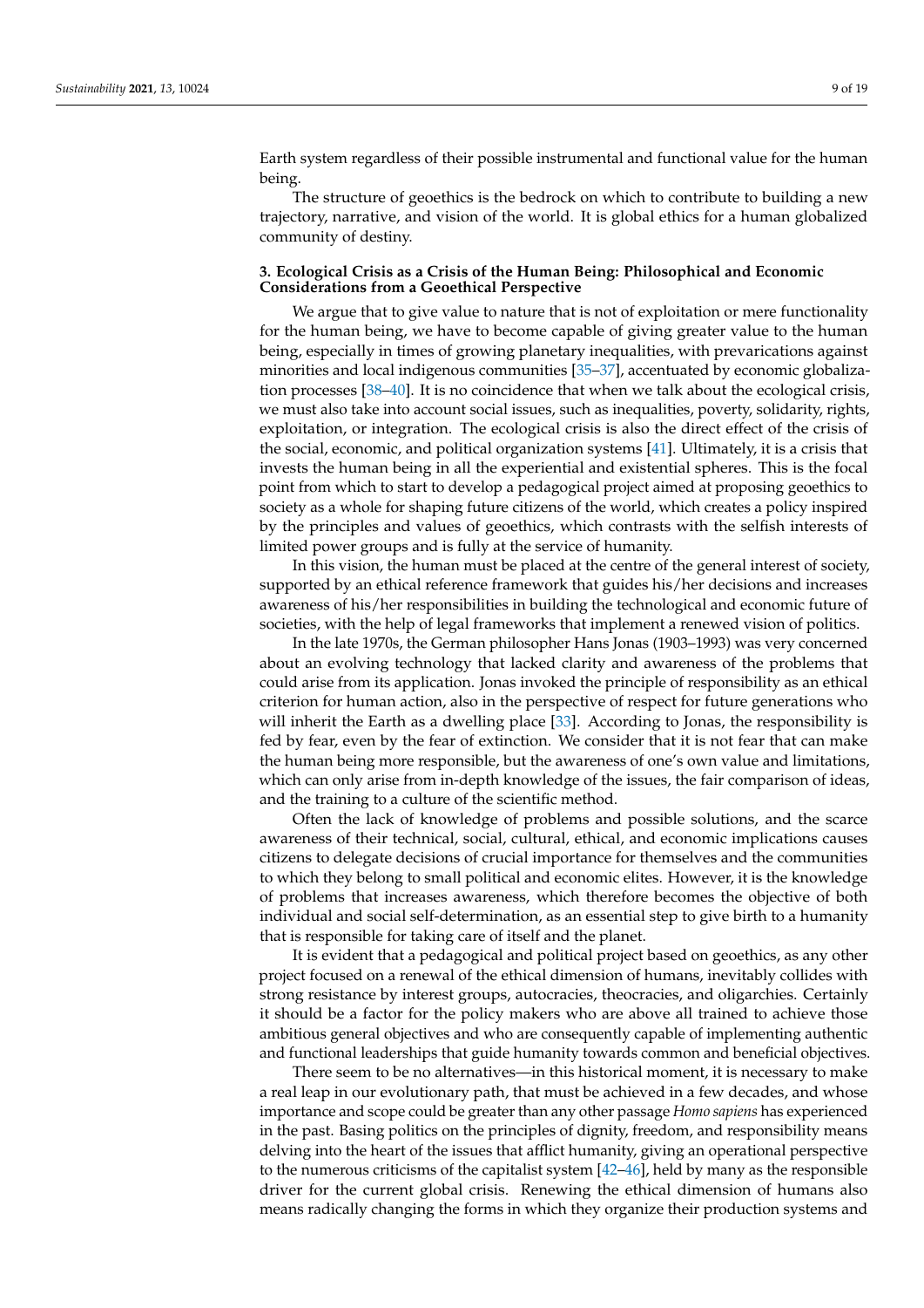Earth system regardless of their possible instrumental and functional value for the human being.

The structure of geoethics is the bedrock on which to contribute to building a new trajectory, narrative, and vision of the world. It is global ethics for a human globalized community of destiny.

## 3. Ecological Crisis as a Crisis of the Human Being: Philosophical and Economic Considerations from a Geoethical Perspective

We argue that to give value to nature that is not of exploitation or mere functionality for the human being, we have to become capable of giving greater value to the human being, especially in times of growing planetary inequalities, with prevarications against minorities and local indigenous communities [35–37], accentuated by economic globalization processes [38–40]. It is no coincidence that when we talk about the ecological crisis, we must also take into account social issues, such as inequalities, poverty, solidarity, rights, exploitation, or integration. The ecological crisis is also the direct effect of the crisis of the social, economic, and political organization systems [41]. Ultimately, it is a crisis that invests the human being in all the experiential and existential spheres. This is the focal point from which to start to develop a pedagogical project aimed at proposing geoethics to society as a whole for shaping future citizens of the world, which creates a policy inspired by the principles and values of geoethics, which contrasts with the selfish interests of limited power groups and is fully at the service of humanity.

In this vision, the human must be placed at the centre of the general interest of society, supported by an ethical reference framework that guides his/her decisions and increases awareness of his/her responsibilities in building the technological and economic future of societies, with the help of legal frameworks that implement a renewed vision of politics.

In the late 1970s, the German philosopher Hans Jonas (1903–1993) was very concerned about an evolving technology that lacked clarity and awareness of the problems that could arise from its application. Jonas invoked the principle of responsibility as an ethical criterion for human action, also in the perspective of respect for future generations who will inherit the Earth as a dwelling place [33]. According to Jonas, the responsibility is fed by fear, even by the fear of extinction. We consider that it is not fear that can make the human being more responsible, but the awareness of one's own value and limitations, which can only arise from in-depth knowledge of the issues, the fair comparison of ideas, and the training to a culture of the scientific method.

Often the lack of knowledge of problems and possible solutions, and the scarce awareness of their technical, social, cultural, ethical, and economic implications causes citizens to delegate decisions of crucial importance for themselves and the communities to which they belong to small political and economic elites. However, it is the knowledge of problems that increases awareness, which therefore becomes the objective of both individual and social self-determination, as an essential step to give birth to a humanity that is responsible for taking care of itself and the planet.

It is evident that a pedagogical and political project based on geoethics, as any other project focused on a renewal of the ethical dimension of humans, inevitably collides with strong resistance by interest groups, autocracies, theocracies, and oligarchies. Certainly it should be a factor for the policy makers who are above all trained to achieve those ambitious general objectives and who are consequently capable of implementing authentic and functional leaderships that guide humanity towards common and beneficial objectives.

There seem to be no alternatives—in this historical moment, it is necessary to make a real leap in our evolutionary path, that must be achieved in a few decades, and whose importance and scope could be greater than any other passage *Homo sapiens* has experienced in the past. Basing politics on the principles of dignity, freedom, and responsibility means delving into the heart of the issues that afflict humanity, giving an operational perspective to the numerous criticisms of the capitalist system [42–46], held by many as the responsible driver for the current global crisis. Renewing the ethical dimension of humans also means radically changing the forms in which they organize their production systems and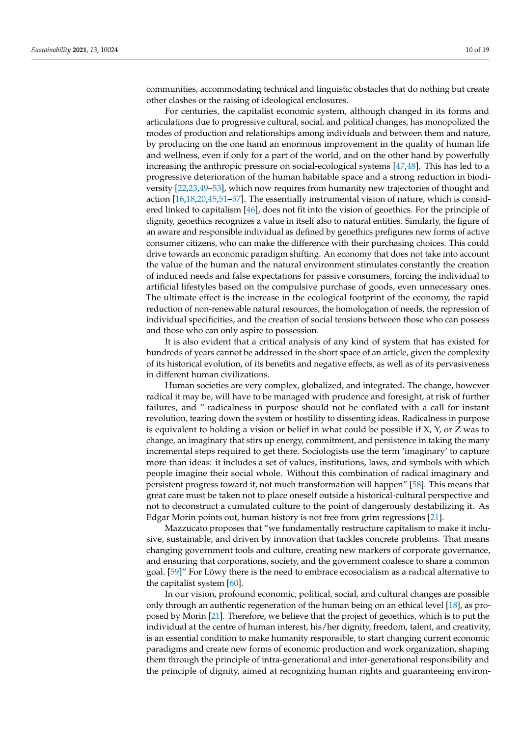communities, accommodating technical and linguistic obstacles that do nothing but create other clashes or the raising of ideological enclosures.

For centuries, the capitalist economic system, although changed in its forms and articulations due to progressive cultural, social, and political changes, has monopolized the modes of production and relationships among individuals and between them and nature, by producing on the one hand an enormous improvement in the quality of human life and wellness, even if only for a part of the world, and on the other hand by powerfully increasing the anthropic pressure on social-ecological systems [47,48]. This has led to a progressive deterioration of the human habitable space and a strong reduction in biodiversity [22,23,49–53], which now requires from humanity new trajectories of thought and action [16,18,20,45,51–57]. The essentially instrumental vision of nature, which is considered linked to capitalism [46], does not fit into the vision of geoethics. For the principle of dignity, geoethics recognizes a value in itself also to natural entities. Similarly, the figure of an aware and responsible individual as defined by geoethics prefigures new forms of active consumer citizens, who can make the difference with their purchasing choices. This could drive towards an economic paradigm shifting. An economy that does not take into account the value of the human and the natural environment stimulates constantly the creation of induced needs and false expectations for passive consumers, forcing the individual to artificial lifestyles based on the compulsive purchase of goods, even unnecessary ones. The ultimate effect is the increase in the ecological footprint of the economy, the rapid reduction of non-renewable natural resources, the homologation of needs, the repression of individual specificities, and the creation of social tensions between those who can possess and those who can only aspire to possession.

It is also evident that a critical analysis of any kind of system that has existed for hundreds of years cannot be addressed in the short space of an article, given the complexity of its historical evolution, of its benefits and negative effects, as well as of its pervasiveness in different human civilizations.

Human societies are very complex, globalized, and integrated. The change, however radical it may be, will have to be managed with prudence and foresight, at risk of further failures, and "-radicalness in purpose should not be conflated with a call for instant revolution, tearing down the system or hostility to dissenting ideas. Radicalness in purpose is equivalent to holding a vision or belief in what could be possible if X, Y, or Z was to change, an imaginary that stirs up energy, commitment, and persistence in taking the many incremental steps required to get there. Sociologists use the term 'imaginary' to capture more than ideas: it includes a set of values, institutions, laws, and symbols with which people imagine their social whole. Without this combination of radical imaginary and persistent progress toward it, not much transformation will happen" [58]. This means that great care must be taken not to place oneself outside a historical-cultural perspective and not to deconstruct a cumulated culture to the point of dangerously destabilizing it. As Edgar Morin points out, human history is not free from grim regressions [21].

Mazzucato proposes that "we fundamentally restructure capitalism to make it inclusive, sustainable, and driven by innovation that tackles concrete problems. That means changing government tools and culture, creating new markers of corporate governance, and ensuring that corporations, society, and the government coalesce to share a common goal. [59]" For Löwy there is the need to embrace ecosocialism as a radical alternative to the capitalist system [60].

In our vision, profound economic, political, social, and cultural changes are possible only through an authentic regeneration of the human being on an ethical level [18], as proposed by Morin [21]. Therefore, we believe that the project of geoethics, which is to put the individual at the centre of human interest, his/her dignity, freedom, talent, and creativity, is an essential condition to make humanity responsible, to start changing current economic paradigms and create new forms of economic production and work organization, shaping them through the principle of intra-generational and inter-generational responsibility and the principle of dignity, aimed at recognizing human rights and guaranteeing environ-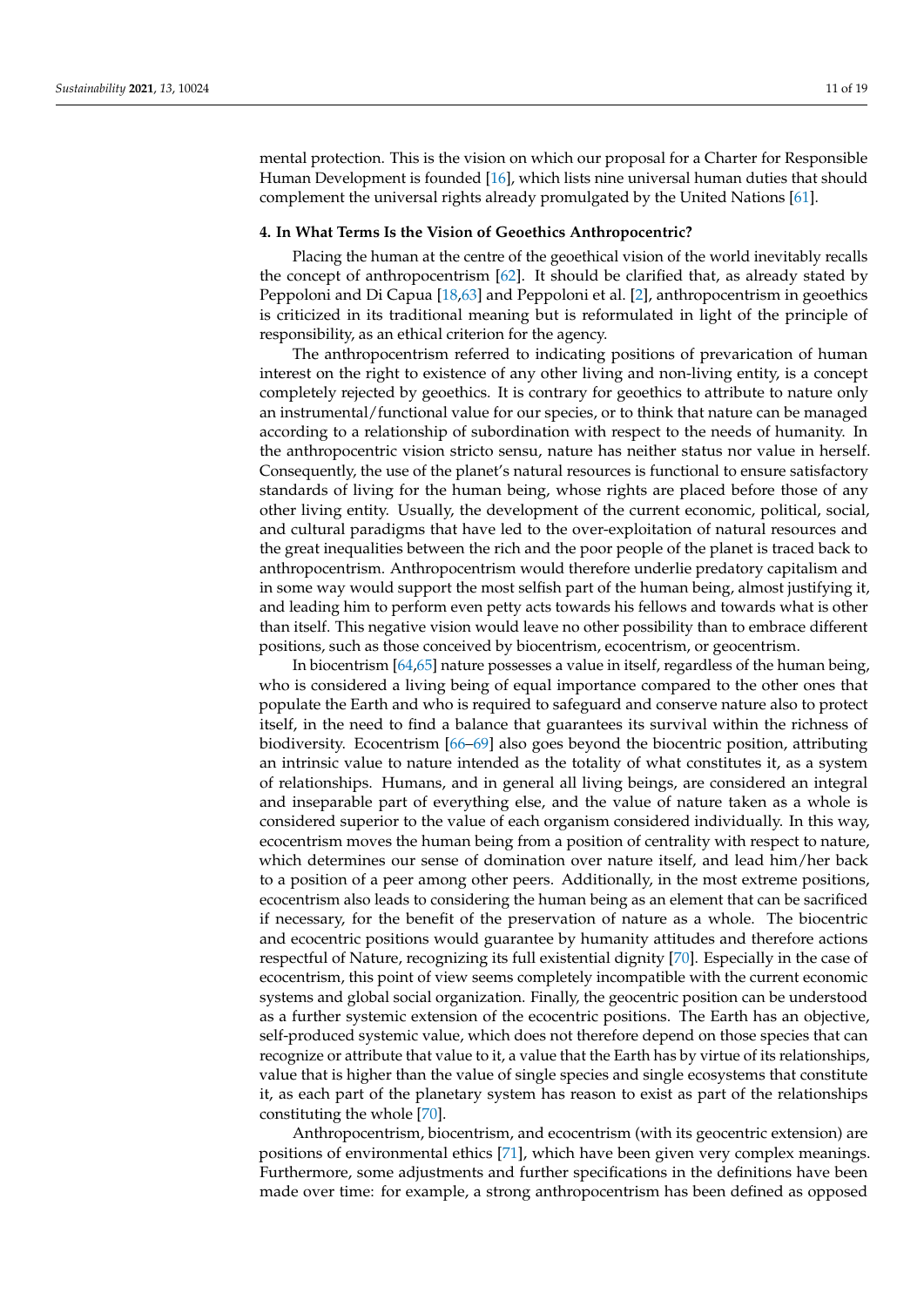mental protection. This is the vision on which our proposal for a Charter for Responsible Human Development is founded [16], which lists nine universal human duties that should complement the universal rights already promulgated by the United Nations [61].

#### 4. In What Terms Is the Vision of Geoethics Anthropocentric?

Placing the human at the centre of the geoethical vision of the world inevitably recalls the concept of anthropocentrism [62]. It should be clarified that, as already stated by Peppoloni and Di Capua [18,63] and Peppoloni et al. [2], anthropocentrism in geoethics is criticized in its traditional meaning but is reformulated in light of the principle of responsibility, as an ethical criterion for the agency.

The anthropocentrism referred to indicating positions of prevarication of human interest on the right to existence of any other living and non-living entity, is a concept completely rejected by geoethics. It is contrary for geoethics to attribute to nature only an instrumental/functional value for our species, or to think that nature can be managed according to a relationship of subordination with respect to the needs of humanity. In the anthropocentric vision stricto sensu, nature has neither status nor value in herself. Consequently, the use of the planet's natural resources is functional to ensure satisfactory standards of living for the human being, whose rights are placed before those of any other living entity. Usually, the development of the current economic, political, social, and cultural paradigms that have led to the over-exploitation of natural resources and the great inequalities between the rich and the poor people of the planet is traced back to anthropocentrism. Anthropocentrism would therefore underlie predatory capitalism and in some way would support the most selfish part of the human being, almost justifying it, and leading him to perform even petty acts towards his fellows and towards what is other than itself. This negative vision would leave no other possibility than to embrace different positions, such as those conceived by biocentrism, ecocentrism, or geocentrism.

In biocentrism [64,65] nature possesses a value in itself, regardless of the human being, who is considered a living being of equal importance compared to the other ones that populate the Earth and who is required to safeguard and conserve nature also to protect itself, in the need to find a balance that guarantees its survival within the richness of biodiversity. Ecocentrism [66–69] also goes beyond the biocentric position, attributing an intrinsic value to nature intended as the totality of what constitutes it, as a system of relationships. Humans, and in general all living beings, are considered an integral and inseparable part of everything else, and the value of nature taken as a whole is considered superior to the value of each organism considered individually. In this way, ecocentrism moves the human being from a position of centrality with respect to nature, which determines our sense of domination over nature itself, and lead him/her back to a position of a peer among other peers. Additionally, in the most extreme positions, ecocentrism also leads to considering the human being as an element that can be sacrificed if necessary, for the benefit of the preservation of nature as a whole. The biocentric and ecocentric positions would guarantee by humanity attitudes and therefore actions respectful of Nature, recognizing its full existential dignity [70]. Especially in the case of ecocentrism, this point of view seems completely incompatible with the current economic systems and global social organization. Finally, the geocentric position can be understood as a further systemic extension of the ecocentric positions. The Earth has an objective, self-produced systemic value, which does not therefore depend on those species that can recognize or attribute that value to it, a value that the Earth has by virtue of its relationships, value that is higher than the value of single species and single ecosystems that constitute it, as each part of the planetary system has reason to exist as part of the relationships constituting the whole [70].

Anthropocentrism, biocentrism, and ecocentrism (with its geocentric extension) are positions of environmental ethics [71], which have been given very complex meanings. Furthermore, some adjustments and further specifications in the definitions have been made over time: for example, a strong anthropocentrism has been defined as opposed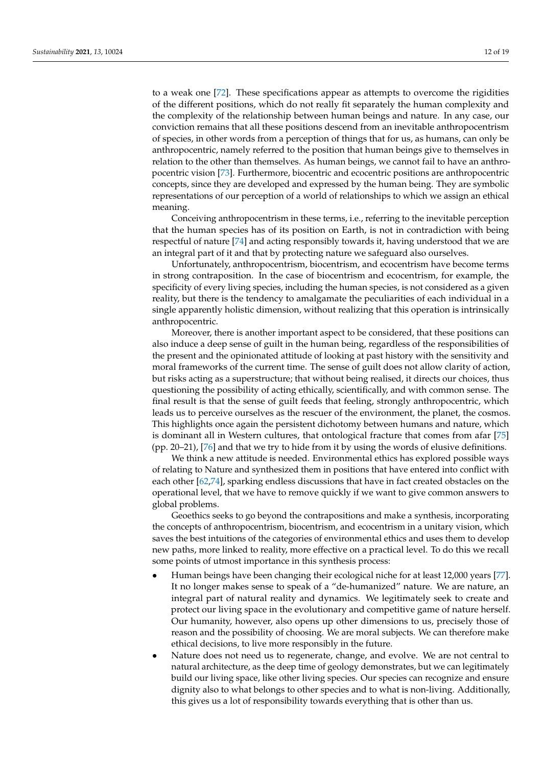to a weak one [72]. These specifications appear as attempts to overcome the rigidities of the different positions, which do not really fit separately the human complexity and the complexity of the relationship between human beings and nature. In any case, our conviction remains that all these positions descend from an inevitable anthropocentrism of species, in other words from a perception of things that for us, as humans, can only be anthropocentric, namely referred to the position that human beings give to themselves in relation to the other than themselves. As human beings, we cannot fail to have an anthropocentric vision [73]. Furthermore, biocentric and ecocentric positions are anthropocentric concepts, since they are developed and expressed by the human being. They are symbolic representations of our perception of a world of relationships to which we assign an ethical meaning.

Conceiving anthropocentrism in these terms, i.e., referring to the inevitable perception that the human species has of its position on Earth, is not in contradiction with being respectful of nature [74] and acting responsibly towards it, having understood that we are an integral part of it and that by protecting nature we safeguard also ourselves.

Unfortunately, anthropocentrism, biocentrism, and ecocentrism have become terms in strong contraposition. In the case of biocentrism and ecocentrism, for example, the specificity of every living species, including the human species, is not considered as a given reality, but there is the tendency to amalgamate the peculiarities of each individual in a single apparently holistic dimension, without realizing that this operation is intrinsically anthropocentric.

Moreover, there is another important aspect to be considered, that these positions can also induce a deep sense of guilt in the human being, regardless of the responsibilities of the present and the opinionated attitude of looking at past history with the sensitivity and moral frameworks of the current time. The sense of guilt does not allow clarity of action, but risks acting as a superstructure; that without being realised, it directs our choices, thus questioning the possibility of acting ethically, scientifically, and with common sense. The final result is that the sense of guilt feeds that feeling, strongly anthropocentric, which leads us to perceive ourselves as the rescuer of the environment, the planet, the cosmos. This highlights once again the persistent dichotomy between humans and nature, which is dominant all in Western cultures, that ontological fracture that comes from afar [75] (pp. 20–21), [76] and that we try to hide from it by using the words of elusive definitions.

We think a new attitude is needed. Environmental ethics has explored possible ways of relating to Nature and synthesized them in positions that have entered into conflict with each other [62,74], sparking endless discussions that have in fact created obstacles on the operational level, that we have to remove quickly if we want to give common answers to global problems.

Geoethics seeks to go beyond the contrapositions and make a synthesis, incorporating the concepts of anthropocentrism, biocentrism, and ecocentrism in a unitary vision, which saves the best intuitions of the categories of environmental ethics and uses them to develop new paths, more linked to reality, more effective on a practical level. To do this we recall some points of utmost importance in this synthesis process:

- Human beings have been changing their ecological niche for at least 12,000 years [77]. It no longer makes sense to speak of a "de-humanized" nature. We are nature, an integral part of natural reality and dynamics. We legitimately seek to create and protect our living space in the evolutionary and competitive game of nature herself. Our humanity, however, also opens up other dimensions to us, precisely those of reason and the possibility of choosing. We are moral subjects. We can therefore make ethical decisions, to live more responsibly in the future.
- Nature does not need us to regenerate, change, and evolve. We are not central to natural architecture, as the deep time of geology demonstrates, but we can legitimately build our living space, like other living species. Our species can recognize and ensure dignity also to what belongs to other species and to what is non-living. Additionally, this gives us a lot of responsibility towards everything that is other than us.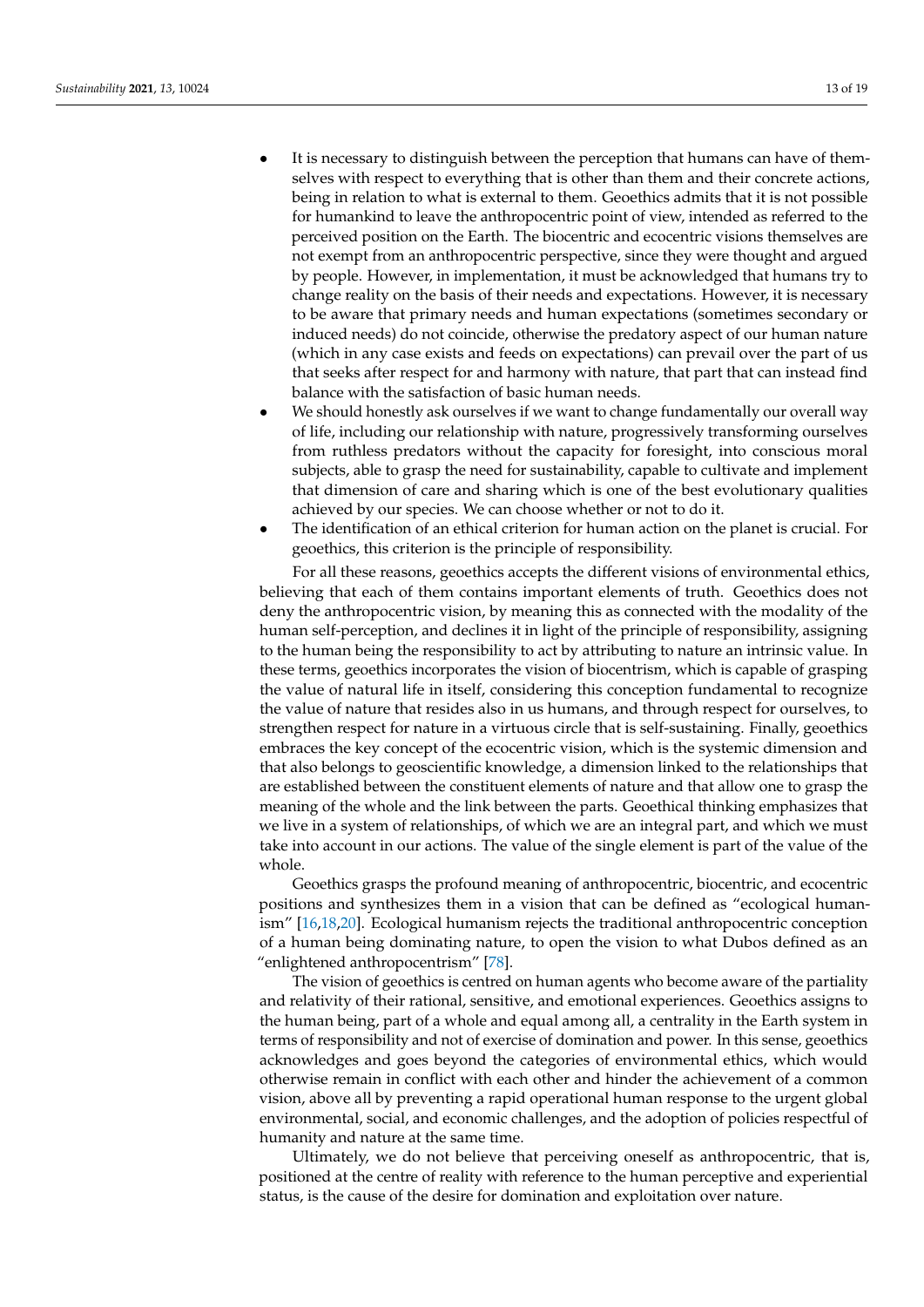- It is necessary to distinguish between the perception that humans can have of themselves with respect to everything that is other than them and their concrete actions, being in relation to what is external to them. Geoethics admits that it is not possible for humankind to leave the anthropocentric point of view, intended as referred to the perceived position on the Earth. The biocentric and ecocentric visions themselves are not exempt from an anthropocentric perspective, since they were thought and argued by people. However, in implementation, it must be acknowledged that humans try to change reality on the basis of their needs and expectations. However, it is necessary to be aware that primary needs and human expectations (sometimes secondary or induced needs) do not coincide, otherwise the predatory aspect of our human nature (which in any case exists and feeds on expectations) can prevail over the part of us that seeks after respect for and harmony with nature, that part that can instead find balance with the satisfaction of basic human needs.
- We should honestly ask ourselves if we want to change fundamentally our overall way of life, including our relationship with nature, progressively transforming ourselves from ruthless predators without the capacity for foresight, into conscious moral subjects, able to grasp the need for sustainability, capable to cultivate and implement that dimension of care and sharing which is one of the best evolutionary qualities achieved by our species. We can choose whether or not to do it.
- The identification of an ethical criterion for human action on the planet is crucial. For geoethics, this criterion is the principle of responsibility.

For all these reasons, geoethics accepts the different visions of environmental ethics, believing that each of them contains important elements of truth. Geoethics does not deny the anthropocentric vision, by meaning this as connected with the modality of the human self-perception, and declines it in light of the principle of responsibility, assigning to the human being the responsibility to act by attributing to nature an intrinsic value. In these terms, geoethics incorporates the vision of biocentrism, which is capable of grasping the value of natural life in itself, considering this conception fundamental to recognize the value of nature that resides also in us humans, and through respect for ourselves, to strengthen respect for nature in a virtuous circle that is self-sustaining. Finally, geoethics embraces the key concept of the ecocentric vision, which is the systemic dimension and that also belongs to geoscientific knowledge, a dimension linked to the relationships that are established between the constituent elements of nature and that allow one to grasp the meaning of the whole and the link between the parts. Geoethical thinking emphasizes that we live in a system of relationships, of which we are an integral part, and which we must take into account in our actions. The value of the single element is part of the value of the whole.

Geoethics grasps the profound meaning of anthropocentric, biocentric, and ecocentric positions and synthesizes them in a vision that can be defined as "ecological humanism" [16,18,20]. Ecological humanism rejects the traditional anthropocentric conception of a human being dominating nature, to open the vision to what Dubos defined as an "enlightened anthropocentrism" [78].

The vision of geoethics is centred on human agents who become aware of the partiality and relativity of their rational, sensitive, and emotional experiences. Geoethics assigns to the human being, part of a whole and equal among all, a centrality in the Earth system in terms of responsibility and not of exercise of domination and power. In this sense, geoethics acknowledges and goes beyond the categories of environmental ethics, which would otherwise remain in conflict with each other and hinder the achievement of a common vision, above all by preventing a rapid operational human response to the urgent global environmental, social, and economic challenges, and the adoption of policies respectful of humanity and nature at the same time.

Ultimately, we do not believe that perceiving oneself as anthropocentric, that is, positioned at the centre of reality with reference to the human perceptive and experiential status, is the cause of the desire for domination and exploitation over nature.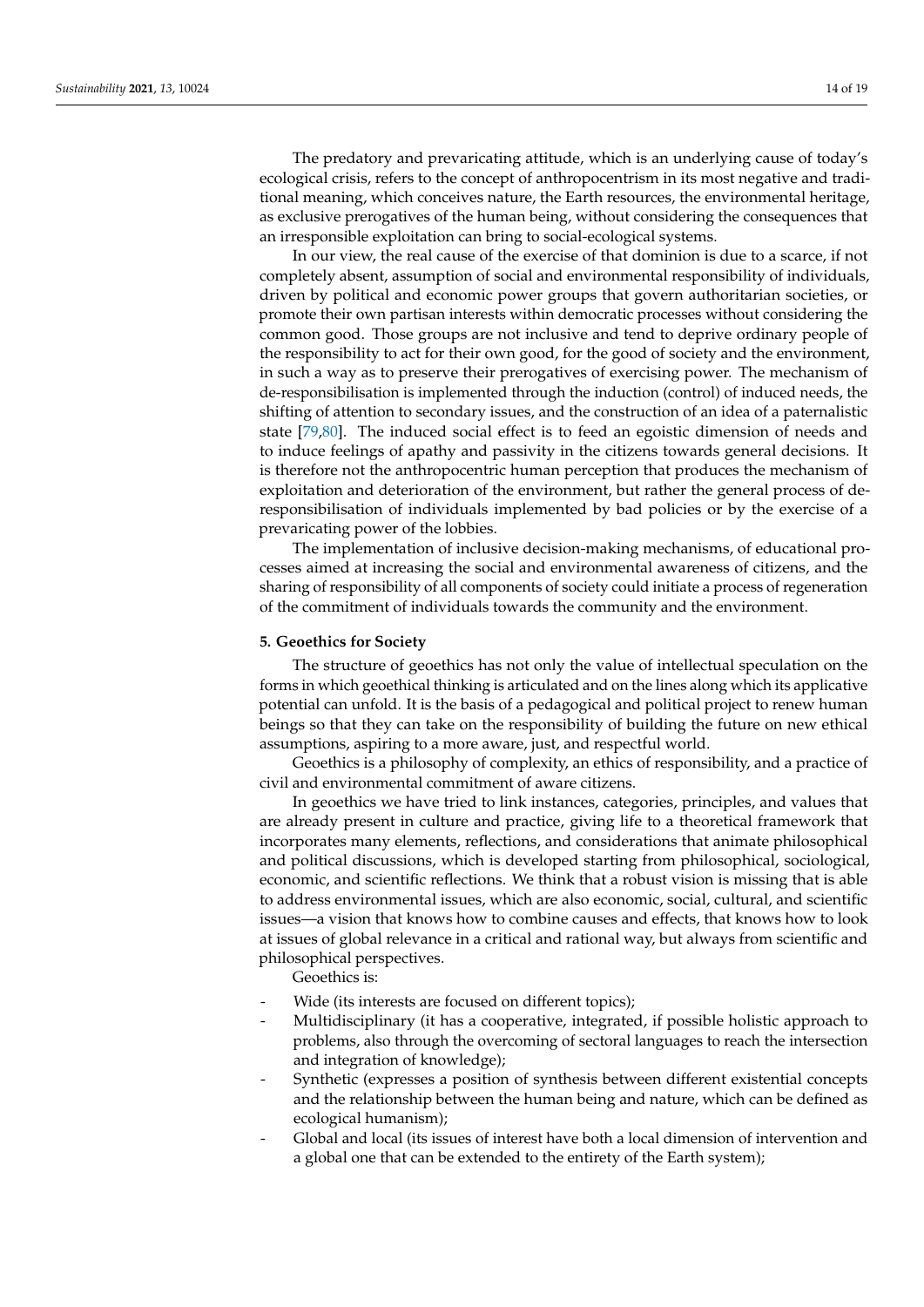The predatory and prevaricating attitude, which is an underlying cause of today's ecological crisis, refers to the concept of anthropocentrism in its most negative and traditional meaning, which conceives nature, the Earth resources, the environmental heritage, as exclusive prerogatives of the human being, without considering the consequences that an irresponsible exploitation can bring to social-ecological systems.

In our view, the real cause of the exercise of that dominion is due to a scarce, if not completely absent, assumption of social and environmental responsibility of individuals, driven by political and economic power groups that govern authoritarian societies, or promote their own partisan interests within democratic processes without considering the common good. Those groups are not inclusive and tend to deprive ordinary people of the responsibility to act for their own good, for the good of society and the environment, in such a way as to preserve their prerogatives of exercising power. The mechanism of de-responsibilisation is implemented through the induction (control) of induced needs, the shifting of attention to secondary issues, and the construction of an idea of a paternalistic state [79,80]. The induced social effect is to feed an egoistic dimension of needs and to induce feelings of apathy and passivity in the citizens towards general decisions. It is therefore not the anthropocentric human perception that produces the mechanism of exploitation and deterioration of the environment, but rather the general process of de-responsibilisation of individuals implemented by bad policies or by the exercise of a prevaricating power of the lobbies.

The implementation of inclusive decision-making mechanisms, of educational processes aimed at increasing the social and environmental awareness of citizens, and the sharing of responsibility of all components of society could initiate a process of regeneration of the commitment of individuals towards the community and the environment.

## 5. Geoethics for Society

The structure of geoethics has not only the value of intellectual speculation on the forms in which geoethical thinking is articulated and on the lines along which its applicative potential can unfold. It is the basis of a pedagogical and political project to renew human beings so that they can take on the responsibility of building the future on new ethical assumptions, aspiring to a more aware, just, and respectful world.

Geoethics is a philosophy of complexity, an ethics of responsibility, and a practice of civil and environmental commitment of aware citizens.

In geoethics we have tried to link instances, categories, principles, and values that are already present in culture and practice, giving life to a theoretical framework that incorporates many elements, reflections, and considerations that animate philosophical and political discussions, which is developed starting from philosophical, sociological, economic, and scientific reflections. We think that a robust vision is missing that is able to address environmental issues, which are also economic, social, cultural, and scientific issues—a vision that knows how to combine causes and effects, that knows how to look at issues of global relevance in a critical and rational way, but always from scientific and philosophical perspectives.

Geoethics is:

- Wide (its interests are focused on different topics);
- Multidisciplinary (it has a cooperative, integrated, if possible holistic approach to problems, also through the overcoming of sectoral languages to reach the intersection and integration of knowledge);
- Synthetic (expresses a position of synthesis between different existential concepts and the relationship between the human being and nature, which can be defined as ecological humanism);
- Global and local (its issues of interest have both a local dimension of intervention and a global one that can be extended to the entirety of the Earth system);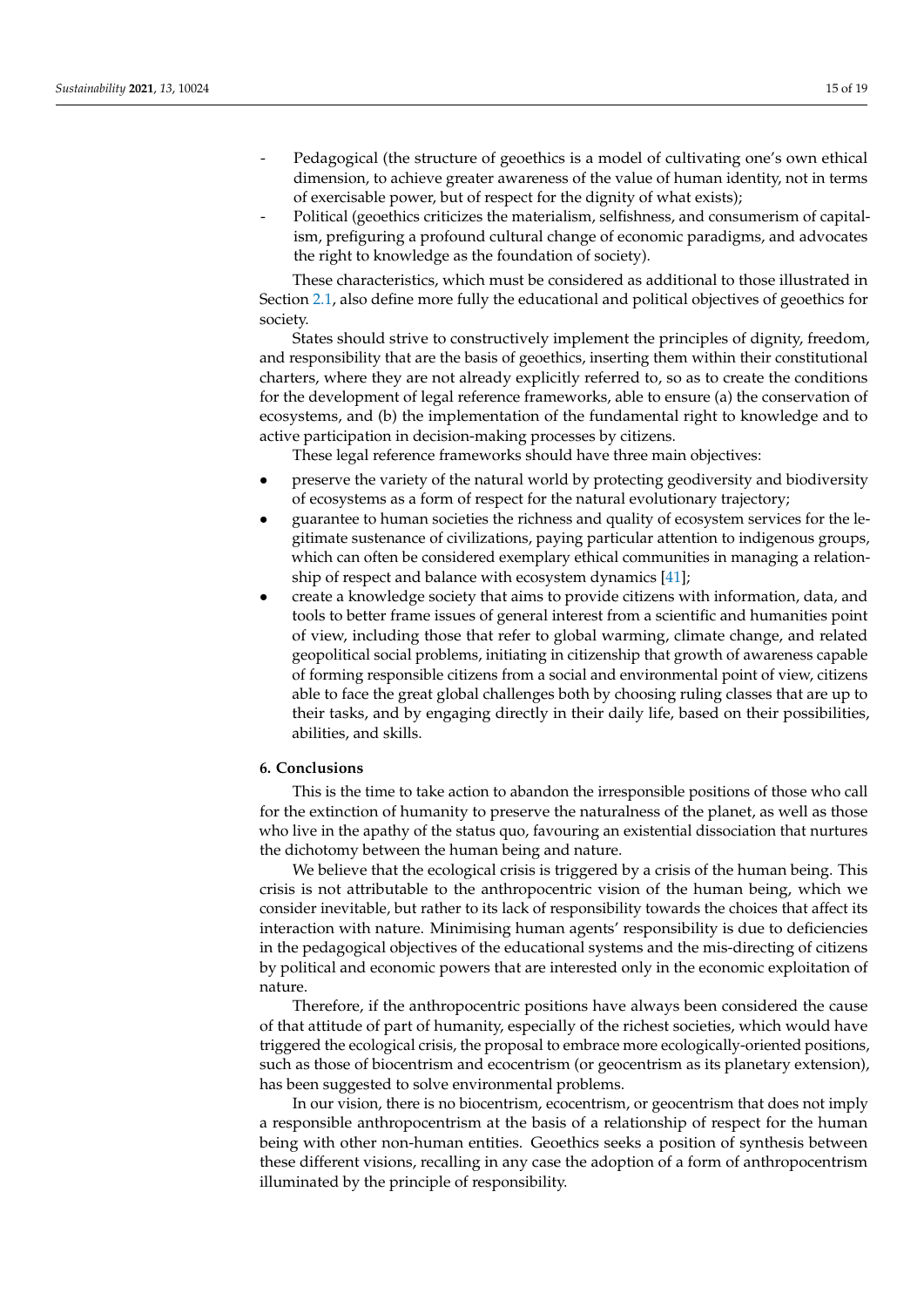- Pedagogical (the structure of geoethics is a model of cultivating one's own ethical dimension, to achieve greater awareness of the value of human identity, not in terms of exercisable power, but of respect for the dignity of what exists);
- Political (geoethics criticizes the materialism, selfishness, and consumerism of capitalism, prefiguring a profound cultural change of economic paradigms, and advocates the right to knowledge as the foundation of society).

These characteristics, which must be considered as additional to those illustrated in Section 2.1, also define more fully the educational and political objectives of geoethics for society.

States should strive to constructively implement the principles of dignity, freedom, and responsibility that are the basis of geoethics, inserting them within their constitutional charters, where they are not already explicitly referred to, so as to create the conditions for the development of legal reference frameworks, able to ensure (a) the conservation of ecosystems, and (b) the implementation of the fundamental right to knowledge and to active participation in decision-making processes by citizens.

These legal reference frameworks should have three main objectives:

- preserve the variety of the natural world by protecting geodiversity and biodiversity of ecosystems as a form of respect for the natural evolutionary trajectory;
- guarantee to human societies the richness and quality of ecosystem services for the legitimate sustenance of civilizations, paying particular attention to indigenous groups, which can often be considered exemplary ethical communities in managing a relationship of respect and balance with ecosystem dynamics [41];
- create a knowledge society that aims to provide citizens with information, data, and tools to better frame issues of general interest from a scientific and humanities point of view, including those that refer to global warming, climate change, and related geopolitical social problems, initiating in citizenship that growth of awareness capable of forming responsible citizens from a social and environmental point of view, citizens able to face the great global challenges both by choosing ruling classes that are up to their tasks, and by engaging directly in their daily life, based on their possibilities, abilities, and skills.

## 6. Conclusions

This is the time to take action to abandon the irresponsible positions of those who call for the extinction of humanity to preserve the naturalness of the planet, as well as those who live in the apathy of the status quo, favouring an existential dissociation that nurtures the dichotomy between the human being and nature.

We believe that the ecological crisis is triggered by a crisis of the human being. This crisis is not attributable to the anthropocentric vision of the human being, which we consider inevitable, but rather to its lack of responsibility towards the choices that affect its interaction with nature. Minimising human agents' responsibility is due to deficiencies in the pedagogical objectives of the educational systems and the mis-directing of citizens by political and economic powers that are interested only in the economic exploitation of nature.

Therefore, if the anthropocentric positions have always been considered the cause of that attitude of part of humanity, especially of the richest societies, which would have triggered the ecological crisis, the proposal to embrace more ecologically-oriented positions, such as those of biocentrism and ecocentrism (or geocentrism as its planetary extension), has been suggested to solve environmental problems.

In our vision, there is no biocentrism, ecocentrism, or geocentrism that does not imply a responsible anthropocentrism at the basis of a relationship of respect for the human being with other non-human entities. Geoethics seeks a position of synthesis between these different visions, recalling in any case the adoption of a form of anthropocentrism illuminated by the principle of responsibility.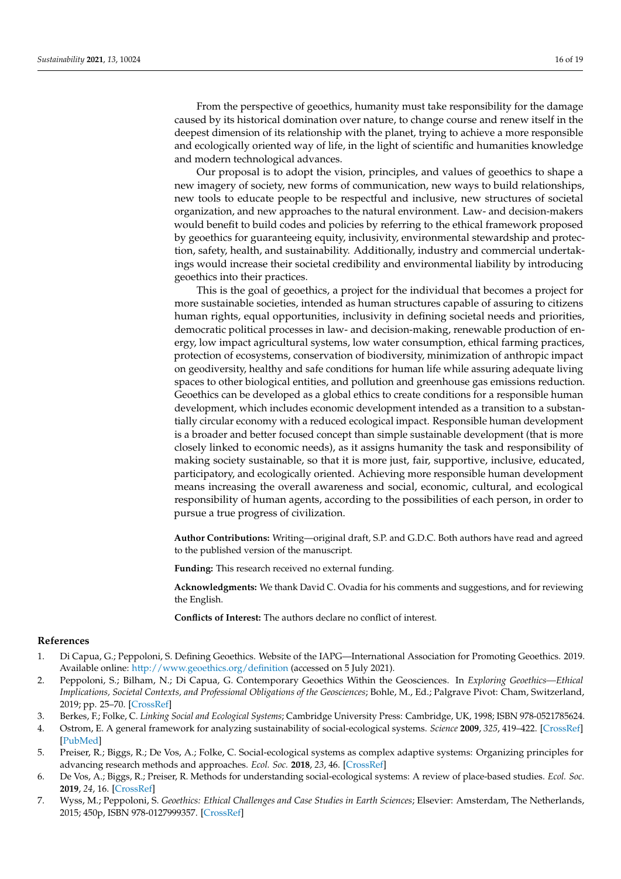From the perspective of geoethics, humanity must take responsibility for the damage caused by its historical domination over nature, to change course and renew itself in the deepest dimension of its relationship with the planet, trying to achieve a more responsible and ecologically oriented way of life, in the light of scientific and humanities knowledge and modern technological advances.

Our proposal is to adopt the vision, principles, and values of geoethics to shape a new imagery of society, new forms of communication, new ways to build relationships, new tools to educate people to be respectful and inclusive, new structures of societal organization, and new approaches to the natural environment. Law- and decision-makers would benefit to build codes and policies by referring to the ethical framework proposed by geoethics for guaranteeing equity, inclusivity, environmental stewardship and protection, safety, health, and sustainability. Additionally, industry and commercial undertakings would increase their societal credibility and environmental liability by introducing geoethics into their practices.

This is the goal of geoethics, a project for the individual that becomes a project for more sustainable societies, intended as human structures capable of assuring to citizens human rights, equal opportunities, inclusivity in defining societal needs and priorities, democratic political processes in law- and decision-making, renewable production of energy, low impact agricultural systems, low water consumption, ethical farming practices, protection of ecosystems, conservation of biodiversity, minimization of anthropic impact on geodiversity, healthy and safe conditions for human life while assuring adequate living spaces to other biological entities, and pollution and greenhouse gas emissions reduction. Geoethics can be developed as a global ethics to create conditions for a responsible human development, which includes economic development intended as a transition to a substantially circular economy with a reduced ecological impact. Responsible human development is a broader and better focused concept than simple sustainable development (that is more closely linked to economic needs), as it assigns humanity the task and responsibility of making society sustainable, so that it is more just, fair, supportive, inclusive, educated, participatory, and ecologically oriented. Achieving more responsible human development means increasing the overall awareness and social, economic, cultural, and ecological responsibility of human agents, according to the possibilities of each person, in order to pursue a true progress of civilization.

**Author Contributions:** Writing—original draft, S.P. and G.D.C. Both authors have read and agreed to the published version of the manuscript.

**Funding:** This research received no external funding.

**Acknowledgments:** We thank David C. Ovadia for his comments and suggestions, and for reviewing the English.

**Conflicts of Interest:** The authors declare no conflict of interest.

## References

1. Di Capua, G.; Peppoloni, S. Defining Geoethics. Website of the IAPG—International Association for Promoting Geoethics. 2019. Available online: http://www.geoethics.org/definition (accessed on 5 July 2021).
2. Peppoloni, S.; Bilham, N.; Di Capua, G. Contemporary Geoethics Within the Geosciences. In *Exploring Geoethics—Ethical Implications, Societal Contexts, and Professional Obligations of the Geosciences*; Bohle, M., Ed.; Palgrave Pivot: Cham, Switzerland, 2019; pp. 25–70. [CrossRef]
3. Berkes, F.; Folke, C. *Linking Social and Ecological Systems*; Cambridge University Press: Cambridge, UK, 1998; ISBN 978-0521785624.
4. Ostrom, E. A general framework for analyzing sustainability of social-ecological systems. *Science* **2009**, *325*, 419–422. [CrossRef] [PubMed]
5. Preiser, R.; Biggs, R.; De Vos, A.; Folke, C. Social-ecological systems as complex adaptive systems: Organizing principles for advancing research methods and approaches. *Ecol. Soc.* **2018**, *23*, 46. [CrossRef]
6. De Vos, A.; Biggs, R.; Preiser, R. Methods for understanding social-ecological systems: A review of place-based studies. *Ecol. Soc.* **2019**, *24*, 16. [CrossRef]
7. Wyss, M.; Peppoloni, S. *Geoethics: Ethical Challenges and Case Studies in Earth Sciences*; Elsevier: Amsterdam, The Netherlands, 2015; 450p, ISBN 978-0127999357. [CrossRef]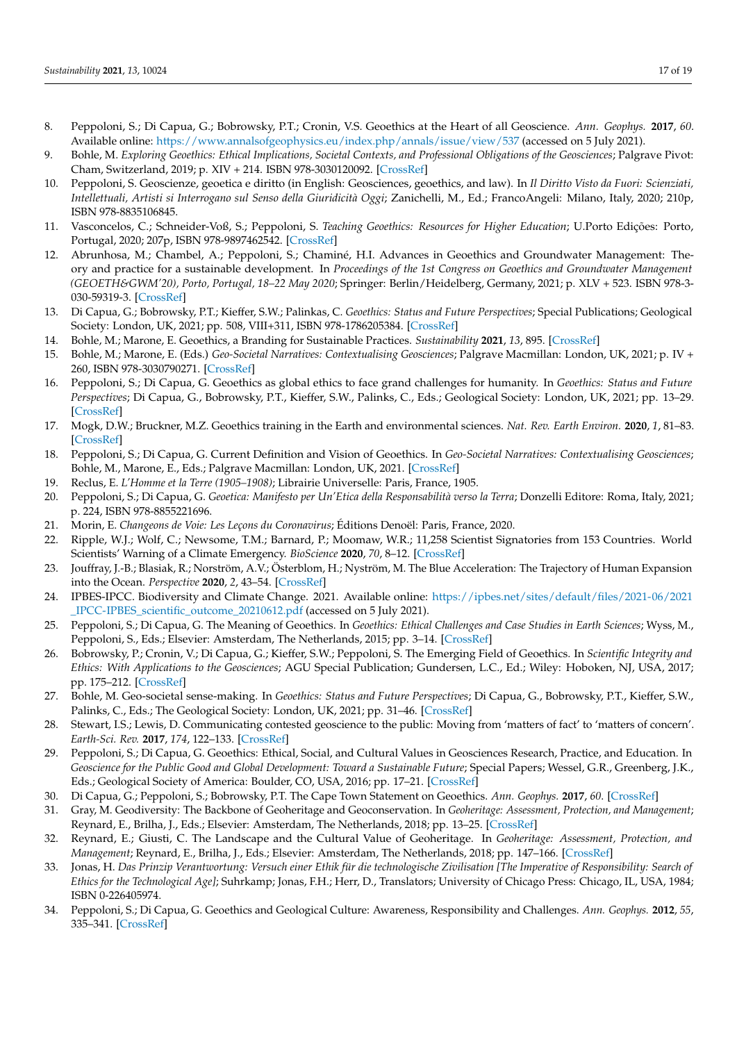8. Peppoloni, S.; Di Capua, G.; Bobrowsky, P.T.; Cronin, V.S. Geoethics at the Heart of all Geoscience. *Ann. Geophys.* **2017**, *60*. Available online: https://www.annalsofgeophysics.eu/index.php/annals/issue/view/537 (accessed on 5 July 2021).
9. Bohle, M. *Exploring Geoethics: Ethical Implications, Societal Contexts, and Professional Obligations of the Geosciences*; Palgrave Pivot: Cham, Switzerland, 2019; p. XIV + 214. ISBN 978-3030120092. [CrossRef]
10. Peppoloni, S. Geoscienze, geoetica e diritto (in English: Geosciences, geoethics, and law). In *Il Diritto Visto da Fuori: Scienziati, Intellettuali, Artisti si Interrogano sul Senso della Giuridicità Oggi*; Zanichelli, M., Ed.; FrancoAngeli: Milano, Italy, 2020; 210p, ISBN 978-8835106845.
11. Vasconcelos, C.; Schneider-Voß, S.; Peppoloni, S. *Teaching Geoethics: Resources for Higher Education*; U.Porto Edições: Porto, Portugal, 2020; 207p, ISBN 978-9897462542. [CrossRef]
12. Abrunhosa, M.; Chambel, A.; Peppoloni, S.; Chaminé, H.I. Advances in Geoethics and Groundwater Management: Theory and practice for a sustainable development. In *Proceedings of the 1st Congress on Geoethics and Groundwater Management (GEOETH&GWM'20), Porto, Portugal, 18–22 May 2020*; Springer: Berlin/Heidelberg, Germany, 2021; p. XLV + 523. ISBN 978-3-030-59319-3. [CrossRef]
13. Di Capua, G.; Bobrowsky, P.T.; Kieffer, S.W.; Palinkas, C. *Geoethics: Status and Future Perspectives*; Special Publications; Geological Society: London, UK, 2021; pp. 508, VIII+311, ISBN 978-1786205384. [CrossRef]
14. Bohle, M.; Marone, E. Geoethics, a Branding for Sustainable Practices. *Sustainability* **2021**, *13*, 895. [CrossRef]
15. Bohle, M.; Marone, E. (Eds.) *Geo-Societal Narratives: Contextualising Geosciences*; Palgrave Macmillan: London, UK, 2021; p. IV + 260, ISBN 978-3030790271. [CrossRef]
16. Peppoloni, S.; Di Capua, G. Geoethics as global ethics to face grand challenges for humanity. In *Geoethics: Status and Future Perspectives*; Di Capua, G., Bobrowsky, P.T., Kieffer, S.W., Palinks, C., Eds.; Geological Society: London, UK, 2021; pp. 13–29. [CrossRef]
17. Mogk, D.W.; Bruckner, M.Z. Geoethics training in the Earth and environmental sciences. *Nat. Rev. Earth Environ.* **2020**, *1*, 81–83. [CrossRef]
18. Peppoloni, S.; Di Capua, G. Current Definition and Vision of Geoethics. In *Geo-Societal Narratives: Contextualising Geosciences*; Bohle, M., Marone, E., Eds.; Palgrave Macmillan: London, UK, 2021. [CrossRef]
19. Reclus, E. *L'Homme et la Terre (1905–1908)*; Librairie Universelle: Paris, France, 1905.
20. Peppoloni, S.; Di Capua, G. *Geoetica: Manifesto per Un'Etica della Responsabilità verso la Terra*; Donzelli Editore: Roma, Italy, 2021; p. 224, ISBN 978-8855221696.
21. Morin, E. *Changeons de Voie: Les Leçons du Coronavirus*; Éditions Denoël: Paris, France, 2020.
22. Ripple, W.J.; Wolf, C.; Newsome, T.M.; Barnard, P.; Moomaw, W.R.; 11,258 Scientist Signatories from 153 Countries. World Scientists' Warning of a Climate Emergency. *BioScience* **2020**, *70*, 8–12. [CrossRef]
23. Jouffray, J.-B.; Blasiak, R.; Norström, A.V.; Österblom, H.; Nyström, M. The Blue Acceleration: The Trajectory of Human Expansion into the Ocean. *Perspective* **2020**, *2*, 43–54. [CrossRef]
24. IPBES-IPCC. Biodiversity and Climate Change. 2021. Available online: https://ipbes.net/sites/default/files/2021-06/2021_IPCC-IPBES_scientific_outcome_20210612.pdf (accessed on 5 July 2021).
25. Peppoloni, S.; Di Capua, G. The Meaning of Geoethics. In *Geoethics: Ethical Challenges and Case Studies in Earth Sciences*; Wyss, M., Peppoloni, S., Eds.; Elsevier: Amsterdam, The Netherlands, 2015; pp. 3–14. [CrossRef]
26. Bobrowsky, P.; Cronin, V.; Di Capua, G.; Kieffer, S.W.; Peppoloni, S. The Emerging Field of Geoethics. In *Scientific Integrity and Ethics: With Applications to the Geosciences*; AGU Special Publication; Gundersen, L.C., Ed.; Wiley: Hoboken, NJ, USA, 2017; pp. 175–212. [CrossRef]
27. Bohle, M. Geo-societal sense-making. In *Geoethics: Status and Future Perspectives*; Di Capua, G., Bobrowsky, P.T., Kieffer, S.W., Palinks, C., Eds.; The Geological Society: London, UK, 2021; pp. 31–46. [CrossRef]
28. Stewart, I.S.; Lewis, D. Communicating contested geoscience to the public: Moving from 'matters of fact' to 'matters of concern'. *Earth-Sci. Rev.* **2017**, *174*, 122–133. [CrossRef]
29. Peppoloni, S.; Di Capua, G. Geoethics: Ethical, Social, and Cultural Values in Geosciences Research, Practice, and Education. In *Geoscience for the Public Good and Global Development: Toward a Sustainable Future*; Special Papers; Wessel, G.R., Greenberg, J.K., Eds.; Geological Society of America: Boulder, CO, USA, 2016; pp. 17–21. [CrossRef]
30. Di Capua, G.; Peppoloni, S.; Bobrowsky, P.T. The Cape Town Statement on Geoethics. *Ann. Geophys.* **2017**, *60*. [CrossRef]
31. Gray, M. Geodiversity: The Backbone of Geoheritage and Geoconservation. In *Geoheritage: Assessment, Protection, and Management*; Reynard, E., Brilha, J., Eds.; Elsevier: Amsterdam, The Netherlands, 2018; pp. 13–25. [CrossRef]
32. Reynard, E.; Giusti, C. The Landscape and the Cultural Value of Geoheritage. In *Geoheritage: Assessment, Protection, and Management*; Reynard, E., Brilha, J., Eds.; Elsevier: Amsterdam, The Netherlands, 2018; pp. 147–166. [CrossRef]
33. Jonas, H. *Das Prinzip Verantwortung: Versuch einer Ethik für die technologische Zivilisation [The Imperative of Responsibility: Search of Ethics for the Technological Age]*; Suhrkamp; Jonas, F.H.; Herr, D., Translators; University of Chicago Press: Chicago, IL, USA, 1984; ISBN 0-226405974.
34. Peppoloni, S.; Di Capua, G. Geoethics and Geological Culture: Awareness, Responsibility and Challenges. *Ann. Geophys.* **2012**, *55*, 335–341. [CrossRef]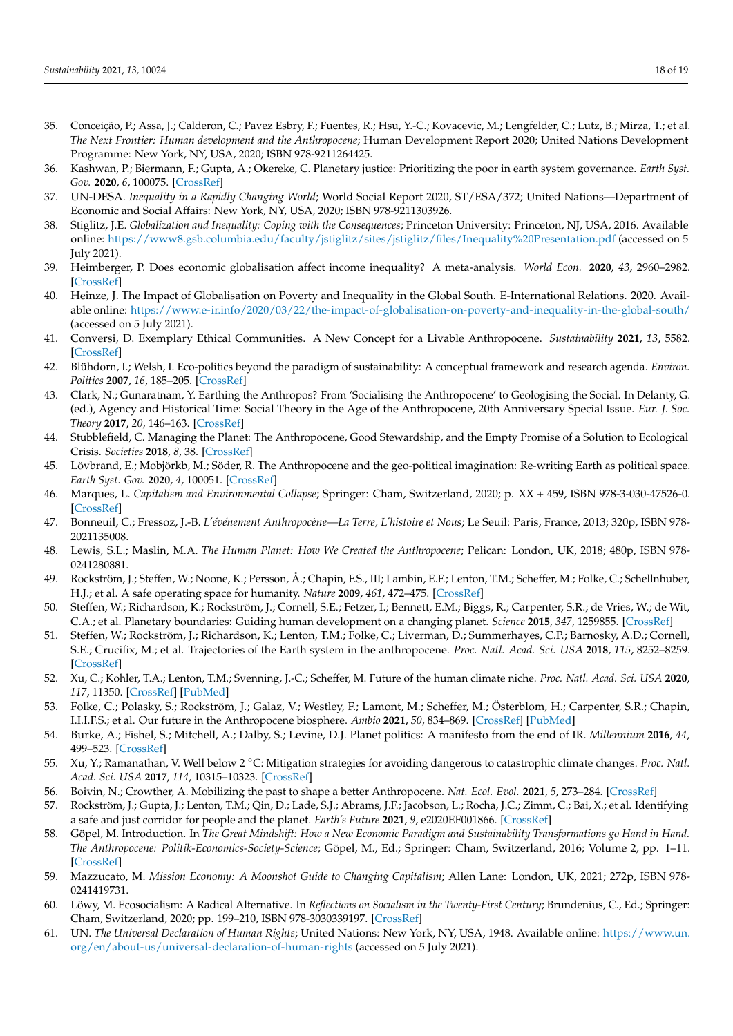35. Conceição, P.; Assa, J.; Calderon, C.; Pavez Esbry, F.; Fuentes, R.; Hsu, Y.-C.; Kovacevic, M.; Lengfelder, C.; Lutz, B.; Mirza, T.; et al. *The Next Frontier: Human development and the Anthropocene*; Human Development Report 2020; United Nations Development Programme: New York, NY, USA, 2020; ISBN 978-9211264425.
36. Kashwan, P.; Biermann, F.; Gupta, A.; Okereke, C. Planetary justice: Prioritizing the poor in earth system governance. *Earth Syst. Gov.* **2020**, *6*, 100075. [CrossRef]
37. UN-DESA. *Inequality in a Rapidly Changing World*; World Social Report 2020, ST/ESA/372; United Nations—Department of Economic and Social Affairs: New York, NY, USA, 2020; ISBN 978-9211303926.
38. Stiglitz, J.E. *Globalization and Inequality: Coping with the Consequences*; Princeton University: Princeton, NJ, USA, 2016. Available online: https://www8.gsb.columbia.edu/faculty/jstiglitz/sites/jstiglitz/files/Inequality%20Presentation.pdf (accessed on 5 July 2021).
39. Heimberger, P. Does economic globalisation affect income inequality? A meta-analysis. *World Econ.* **2020**, *43*, 2960–2982. [CrossRef]
40. Heinze, J. The Impact of Globalisation on Poverty and Inequality in the Global South. E-International Relations. 2020. Available online: https://www.e-ir.info/2020/03/22/the-impact-of-globalisation-on-poverty-and-inequality-in-the-global-south/ (accessed on 5 July 2021).
41. Conversi, D. Exemplary Ethical Communities. A New Concept for a Livable Anthropocene. *Sustainability* **2021**, *13*, 5582. [CrossRef]
42. Blühdorn, I.; Welsh, I. Eco-politics beyond the paradigm of sustainability: A conceptual framework and research agenda. *Environ. Politics* **2007**, *16*, 185–205. [CrossRef]
43. Clark, N.; Gunaratnam, Y. Earthing the Anthropos? From 'Socialising the Anthropocene' to Geologising the Social. In Delanty, G. (ed.), Agency and Historical Time: Social Theory in the Age of the Anthropocene, 20th Anniversary Special Issue. *Eur. J. Soc. Theory* **2017**, *20*, 146–163. [CrossRef]
44. Stubblefield, C. Managing the Planet: The Anthropocene, Good Stewardship, and the Empty Promise of a Solution to Ecological Crisis. *Societies* **2018**, *8*, 38. [CrossRef]
45. Lövbrand, E.; Mobjörkb, M.; Söder, R. The Anthropocene and the geo-political imagination: Re-writing Earth as political space. *Earth Syst. Gov.* **2020**, *4*, 100051. [CrossRef]
46. Marques, L. *Capitalism and Environmental Collapse*; Springer: Cham, Switzerland, 2020; p. XX + 459, ISBN 978-3-030-47526-0. [CrossRef]
47. Bonneuil, C.; Fressoz, J.-B. *L'événement Anthropocène—La Terre, L'histoire et Nous*; Le Seuil: Paris, France, 2013; 320p, ISBN 978-2021135008.
48. Lewis, S.L.; Maslin, M.A. *The Human Planet: How We Created the Anthropocene*; Pelican: London, UK, 2018; 480p, ISBN 978-0241280881.
49. Rockström, J.; Steffen, W.; Noone, K.; Persson, Å.; Chapin, F.S., III; Lambin, E.F.; Lenton, T.M.; Scheffer, M.; Folke, C.; Schellnhuber, H.J.; et al. A safe operating space for humanity. *Nature* **2009**, *461*, 472–475. [CrossRef]
50. Steffen, W.; Richardson, K.; Rockström, J.; Cornell, S.E.; Fetzer, I.; Bennett, E.M.; Biggs, R.; Carpenter, S.R.; de Vries, W.; de Wit, C.A.; et al. Planetary boundaries: Guiding human development on a changing planet. *Science* **2015**, *347*, 1259855. [CrossRef]
51. Steffen, W.; Rockström, J.; Richardson, K.; Lenton, T.M.; Folke, C.; Liverman, D.; Summerhayes, C.P.; Barnosky, A.D.; Cornell, S.E.; Crucifix, M.; et al. Trajectories of the Earth system in the anthropocene. *Proc. Natl. Acad. Sci. USA* **2018**, *115*, 8252–8259. [CrossRef]
52. Xu, C.; Kohler, T.A.; Lenton, T.M.; Svenning, J.-C.; Scheffer, M. Future of the human climate niche. *Proc. Natl. Acad. Sci. USA* **2020**, *117*, 11350. [CrossRef] [PubMed]
53. Folke, C.; Polasky, S.; Rockström, J.; Galaz, V.; Westley, F.; Lamont, M.; Scheffer, M.; Österblom, H.; Carpenter, S.R.; Chapin, I.I.I.F.S.; et al. Our future in the Anthropocene biosphere. *Ambio* **2021**, *50*, 834–869. [CrossRef] [PubMed]
54. Burke, A.; Fishel, S.; Mitchell, A.; Dalby, S.; Levine, D.J. Planet politics: A manifesto from the end of IR. *Millennium* **2016**, *44*, 499–523. [CrossRef]
55. Xu, Y.; Ramanathan, V. Well below 2 °C: Mitigation strategies for avoiding dangerous to catastrophic climate changes. *Proc. Natl. Acad. Sci. USA* **2017**, *114*, 10315–10323. [CrossRef]
56. Boivin, N.; Crowther, A. Mobilizing the past to shape a better Anthropocene. *Nat. Ecol. Evol.* **2021**, *5*, 273–284. [CrossRef]
57. Rockström, J.; Gupta, J.; Lenton, T.M.; Qin, D.; Lade, S.J.; Abrams, J.F.; Jacobson, L.; Rocha, J.C.; Zimm, C.; Bai, X.; et al. Identifying a safe and just corridor for people and the planet. *Earth's Future* **2021**, *9*, e2020EF001866. [CrossRef]
58. Göpel, M. Introduction. In *The Great Mindshift: How a New Economic Paradigm and Sustainability Transformations go Hand in Hand. The Anthropocene: Politik-Economics-Society-Science*; Göpel, M., Ed.; Springer: Cham, Switzerland, 2016; Volume 2, pp. 1–11. [CrossRef]
59. Mazzucato, M. *Mission Economy: A Moonshot Guide to Changing Capitalism*; Allen Lane: London, UK, 2021; 272p, ISBN 978-0241419731.
60. Löwy, M. Ecosocialism: A Radical Alternative. In *Reflections on Socialism in the Twenty-First Century*; Brundenius, C., Ed.; Springer: Cham, Switzerland, 2020; pp. 199–210, ISBN 978-3030339197. [CrossRef]
61. UN. *The Universal Declaration of Human Rights*; United Nations: New York, NY, USA, 1948. Available online: https://www.un.org/en/about-us/universal-declaration-of-human-rights (accessed on 5 July 2021).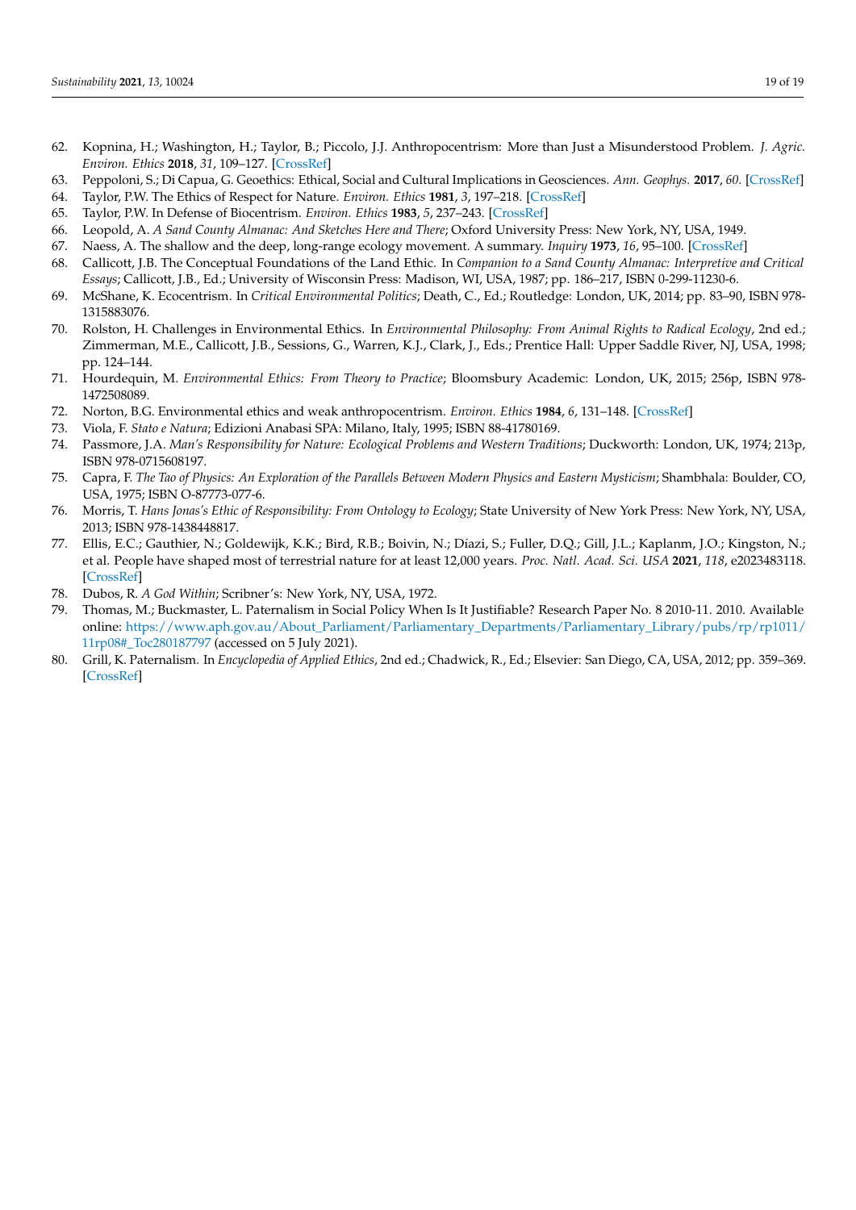62. Kopnina, H.; Washington, H.; Taylor, B.; Piccolo, J.J. Anthropocentrism: More than Just a Misunderstood Problem. *J. Agric. Environ. Ethics* **2018**, *31*, 109–127. [CrossRef]
63. Peppoloni, S.; Di Capua, G. Geoethics: Ethical, Social and Cultural Implications in Geosciences. *Ann. Geophys.* **2017**, *60*. [CrossRef]
64. Taylor, P.W. The Ethics of Respect for Nature. *Environ. Ethics* **1981**, *3*, 197–218. [CrossRef]
65. Taylor, P.W. In Defense of Biocentrism. *Environ. Ethics* **1983**, *5*, 237–243. [CrossRef]
66. Leopold, A. *A Sand County Almanac: And Sketches Here and There*; Oxford University Press: New York, NY, USA, 1949.
67. Naess, A. The shallow and the deep, long-range ecology movement. A summary. *Inquiry* **1973**, *16*, 95–100. [CrossRef]
68. Callicott, J.B. The Conceptual Foundations of the Land Ethic. In *Companion to a Sand County Almanac: Interpretive and Critical Essays*; Callicott, J.B., Ed.; University of Wisconsin Press: Madison, WI, USA, 1987; pp. 186–217, ISBN 0-299-11230-6.
69. McShane, K. Ecocentrism. In *Critical Environmental Politics*; Death, C., Ed.; Routledge: London, UK, 2014; pp. 83–90, ISBN 978-1315883076.
70. Rolston, H. Challenges in Environmental Ethics. In *Environmental Philosophy: From Animal Rights to Radical Ecology*, 2nd ed.; Zimmerman, M.E., Callicott, J.B., Sessions, G., Warren, K.J., Clark, J., Eds.; Prentice Hall: Upper Saddle River, NJ, USA, 1998; pp. 124–144.
71. Hourdequin, M. *Environmental Ethics: From Theory to Practice*; Bloomsbury Academic: London, UK, 2015; 256p, ISBN 978-1472508089.
72. Norton, B.G. Environmental ethics and weak anthropocentrism. *Environ. Ethics* **1984**, *6*, 131–148. [CrossRef]
73. Viola, F. *Stato e Natura*; Edizioni Anabasi SPA: Milano, Italy, 1995; ISBN 88-41780169.
74. Passmore, J.A. *Man's Responsibility for Nature: Ecological Problems and Western Traditions*; Duckworth: London, UK, 1974; 213p, ISBN 978-0715608197.
75. Capra, F. *The Tao of Physics: An Exploration of the Parallels Between Modern Physics and Eastern Mysticism*; Shambhala: Boulder, CO, USA, 1975; ISBN O-87773-077-6.
76. Morris, T. *Hans Jonas's Ethic of Responsibility: From Ontology to Ecology*; State University of New York Press: New York, NY, USA, 2013; ISBN 978-1438448817.
77. Ellis, E.C.; Gauthier, N.; Goldewijk, K.K.; Bird, R.B.; Boivin, N.; Díazi, S.; Fuller, D.Q.; Gill, J.L.; Kaplanm, J.O.; Kingston, N.; et al. People have shaped most of terrestrial nature for at least 12,000 years. *Proc. Natl. Acad. Sci. USA* **2021**, *118*, e2023483118. [CrossRef]
78. Dubos, R. *A God Within*; Scribner's: New York, NY, USA, 1972.
79. Thomas, M.; Buckmaster, L. Paternalism in Social Policy When Is It Justifiable? Research Paper No. 8 2010-11. 2010. Available online: https://www.aph.gov.au/About_Parliament/Parliamentary_Departments/Parliamentary_Library/pubs/rp/rp1011/11rp08#_Toc280187797 (accessed on 5 July 2021).
80. Grill, K. Paternalism. In *Encyclopedia of Applied Ethics*, 2nd ed.; Chadwick, R., Ed.; Elsevier: San Diego, CA, USA, 2012; pp. 359–369. [CrossRef]